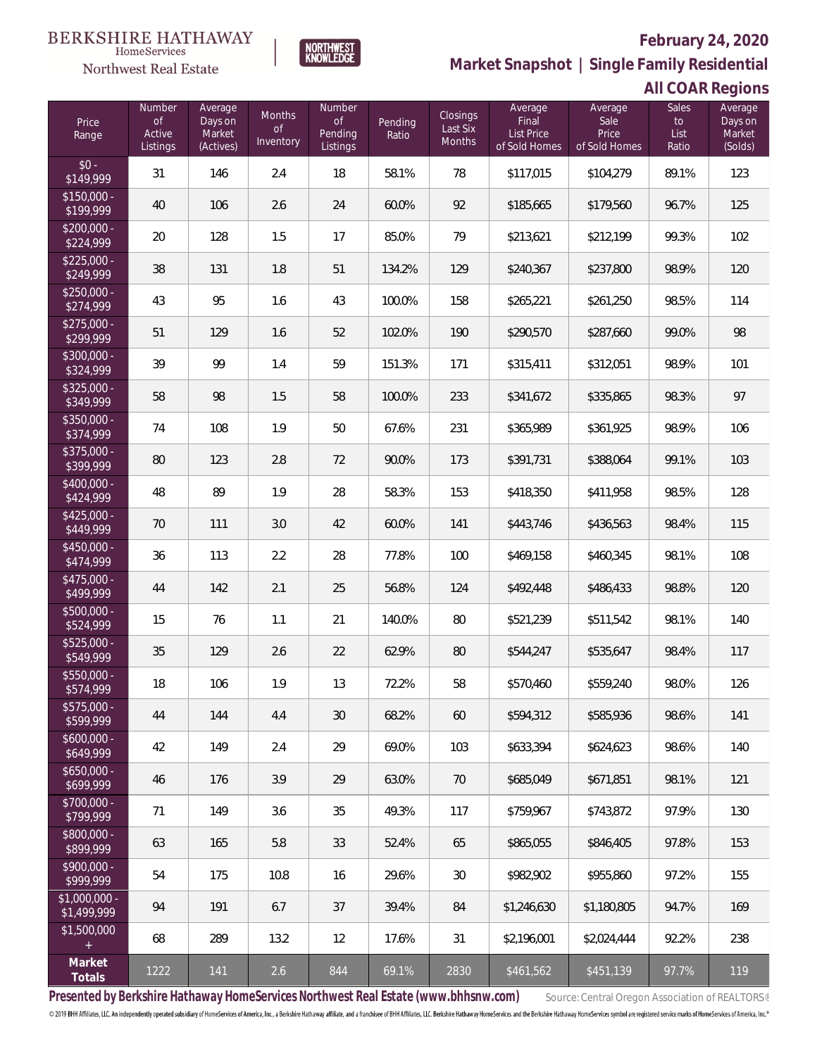BERKSHIRE HATHAWAY HomeServices Northwest Real Estate

NORTHWEST KNOWLEDGE

# February 24, 2020

## Market Snapshot | Single Family Residential

## All COAR Regions

| Price Range | Number of Active Listings | Average Days on Market (Actives) | Months of Inventory | Number of Pending Listings | Pending Ratio | Closings Last Six Months | Average Final List Price of Sold Homes | Average Sale Price of Sold Homes | Sales to List Ratio | Average Days on Market (Solds) |
|---|---|---|---|---|---|---|---|---|---|---|
| $0 - $149,999 | 31 | 146 | 2.4 | 18 | 58.1% | 78 | $117,015 | $104,279 | 89.1% | 123 |
| $150,000 - $199,999 | 40 | 106 | 2.6 | 24 | 60.0% | 92 | $185,665 | $179,560 | 96.7% | 125 |
| $200,000 - $224,999 | 20 | 128 | 1.5 | 17 | 85.0% | 79 | $213,621 | $212,199 | 99.3% | 102 |
| $225,000 - $249,999 | 38 | 131 | 1.8 | 51 | 134.2% | 129 | $240,367 | $237,800 | 98.9% | 120 |
| $250,000 - $274,999 | 43 | 95 | 1.6 | 43 | 100.0% | 158 | $265,221 | $261,250 | 98.5% | 114 |
| $275,000 - $299,999 | 51 | 129 | 1.6 | 52 | 102.0% | 190 | $290,570 | $287,660 | 99.0% | 98 |
| $300,000 - $324,999 | 39 | 99 | 1.4 | 59 | 151.3% | 171 | $315,411 | $312,051 | 98.9% | 101 |
| $325,000 - $349,999 | 58 | 98 | 1.5 | 58 | 100.0% | 233 | $341,672 | $335,865 | 98.3% | 97 |
| $350,000 - $374,999 | 74 | 108 | 1.9 | 50 | 67.6% | 231 | $365,989 | $361,925 | 98.9% | 106 |
| $375,000 - $399,999 | 80 | 123 | 2.8 | 72 | 90.0% | 173 | $391,731 | $388,064 | 99.1% | 103 |
| $400,000 - $424,999 | 48 | 89 | 1.9 | 28 | 58.3% | 153 | $418,350 | $411,958 | 98.5% | 128 |
| $425,000 - $449,999 | 70 | 111 | 3.0 | 42 | 60.0% | 141 | $443,746 | $436,563 | 98.4% | 115 |
| $450,000 - $474,999 | 36 | 113 | 2.2 | 28 | 77.8% | 100 | $469,158 | $460,345 | 98.1% | 108 |
| $475,000 - $499,999 | 44 | 142 | 2.1 | 25 | 56.8% | 124 | $492,448 | $486,433 | 98.8% | 120 |
| $500,000 - $524,999 | 15 | 76 | 1.1 | 21 | 140.0% | 80 | $521,239 | $511,542 | 98.1% | 140 |
| $525,000 - $549,999 | 35 | 129 | 2.6 | 22 | 62.9% | 80 | $544,247 | $535,647 | 98.4% | 117 |
| $550,000 - $574,999 | 18 | 106 | 1.9 | 13 | 72.2% | 58 | $570,460 | $559,240 | 98.0% | 126 |
| $575,000 - $599,999 | 44 | 144 | 4.4 | 30 | 68.2% | 60 | $594,312 | $585,936 | 98.6% | 141 |
| $600,000 - $649,999 | 42 | 149 | 2.4 | 29 | 69.0% | 103 | $633,394 | $624,623 | 98.6% | 140 |
| $650,000 - $699,999 | 46 | 176 | 3.9 | 29 | 63.0% | 70 | $685,049 | $671,851 | 98.1% | 121 |
| $700,000 - $799,999 | 71 | 149 | 3.6 | 35 | 49.3% | 117 | $759,967 | $743,872 | 97.9% | 130 |
| $800,000 - $899,999 | 63 | 165 | 5.8 | 33 | 52.4% | 65 | $865,055 | $846,405 | 97.8% | 153 |
| $900,000 - $999,999 | 54 | 175 | 10.8 | 16 | 29.6% | 30 | $982,902 | $955,860 | 97.2% | 155 |
| $1,000,000 - $1,499,999 | 94 | 191 | 6.7 | 37 | 39.4% | 84 | $1,246,630 | $1,180,805 | 94.7% | 169 |
| $1,500,000 + | 68 | 289 | 13.2 | 12 | 17.6% | 31 | $2,196,001 | $2,024,444 | 92.2% | 238 |
| **Market Totals** | 1222 | 141 | 2.6 | 844 | 69.1% | 2830 | $461,562 | $451,139 | 97.7% | 119 |

**Presented by Berkshire Hathaway HomeServices Northwest Real Estate (www.bhhsnw.com)** Source: Central Oregon Association of REALTORS®

© 2019 BHH Affiliates, LLC. An independently operated subsidiary of HomeServices of America, Inc., a Berkshire Hathaway affiliate, and a franchisee of BHH Affiliates, LLC. Berkshire Hathaway HomeServices and the Berkshire Hathaway HomeServices symbol are registered service marks of HomeServices of America, Inc.®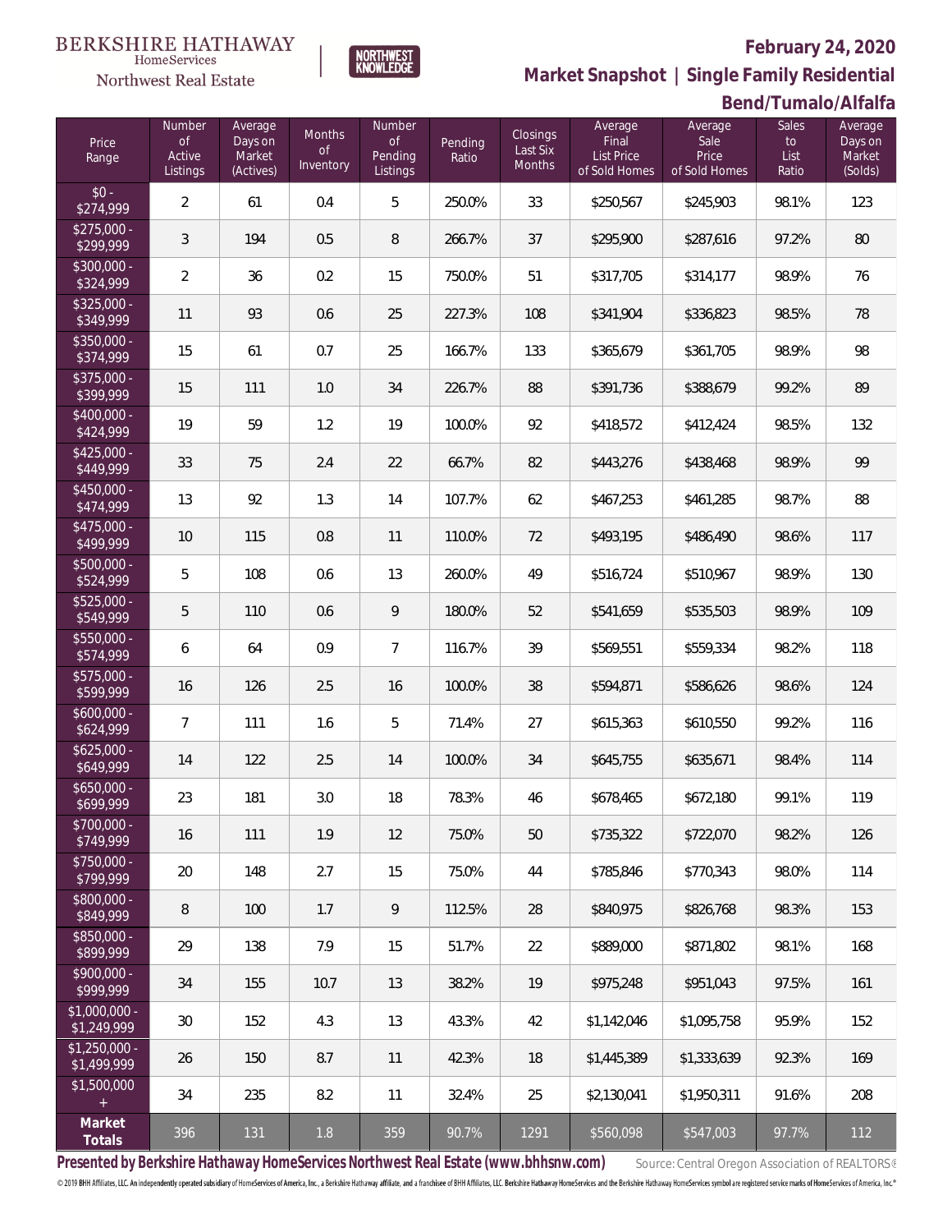BERKSHIRE HATHAWAY HomeServices Northwest Real Estate

NORTHWEST KNOWLEDGE

**February 24, 2020**

## Market Snapshot | Single Family Residential

### Bend/Tumalo/Alfalfa

| Price Range | Number of Active Listings | Average Days on Market (Actives) | Months of Inventory | Number of Pending Listings | Pending Ratio | Closings Last Six Months | Average Final List Price of Sold Homes | Average Sale Price of Sold Homes | Sales to List Ratio | Average Days on Market (Solds) |
|---|---|---|---|---|---|---|---|---|---|---|
| $0 - $274,999 | 2 | 61 | 0.4 | 5 | 250.0% | 33 | $250,567 | $245,903 | 98.1% | 123 |
| $275,000 - $299,999 | 3 | 194 | 0.5 | 8 | 266.7% | 37 | $295,900 | $287,616 | 97.2% | 80 |
| $300,000 - $324,999 | 2 | 36 | 0.2 | 15 | 750.0% | 51 | $317,705 | $314,177 | 98.9% | 76 |
| $325,000 - $349,999 | 11 | 93 | 0.6 | 25 | 227.3% | 108 | $341,904 | $336,823 | 98.5% | 78 |
| $350,000 - $374,999 | 15 | 61 | 0.7 | 25 | 166.7% | 133 | $365,679 | $361,705 | 98.9% | 98 |
| $375,000 - $399,999 | 15 | 111 | 1.0 | 34 | 226.7% | 88 | $391,736 | $388,679 | 99.2% | 89 |
| $400,000 - $424,999 | 19 | 59 | 1.2 | 19 | 100.0% | 92 | $418,572 | $412,424 | 98.5% | 132 |
| $425,000 - $449,999 | 33 | 75 | 2.4 | 22 | 66.7% | 82 | $443,276 | $438,468 | 98.9% | 99 |
| $450,000 - $474,999 | 13 | 92 | 1.3 | 14 | 107.7% | 62 | $467,253 | $461,285 | 98.7% | 88 |
| $475,000 - $499,999 | 10 | 115 | 0.8 | 11 | 110.0% | 72 | $493,195 | $486,490 | 98.6% | 117 |
| $500,000 - $524,999 | 5 | 108 | 0.6 | 13 | 260.0% | 49 | $516,724 | $510,967 | 98.9% | 130 |
| $525,000 - $549,999 | 5 | 110 | 0.6 | 9 | 180.0% | 52 | $541,659 | $535,503 | 98.9% | 109 |
| $550,000 - $574,999 | 6 | 64 | 0.9 | 7 | 116.7% | 39 | $569,551 | $559,334 | 98.2% | 118 |
| $575,000 - $599,999 | 16 | 126 | 2.5 | 16 | 100.0% | 38 | $594,871 | $586,626 | 98.6% | 124 |
| $600,000 - $624,999 | 7 | 111 | 1.6 | 5 | 71.4% | 27 | $615,363 | $610,550 | 99.2% | 116 |
| $625,000 - $649,999 | 14 | 122 | 2.5 | 14 | 100.0% | 34 | $645,755 | $635,671 | 98.4% | 114 |
| $650,000 - $699,999 | 23 | 181 | 3.0 | 18 | 78.3% | 46 | $678,465 | $672,180 | 99.1% | 119 |
| $700,000 - $749,999 | 16 | 111 | 1.9 | 12 | 75.0% | 50 | $735,322 | $722,070 | 98.2% | 126 |
| $750,000 - $799,999 | 20 | 148 | 2.7 | 15 | 75.0% | 44 | $785,846 | $770,343 | 98.0% | 114 |
| $800,000 - $849,999 | 8 | 100 | 1.7 | 9 | 112.5% | 28 | $840,975 | $826,768 | 98.3% | 153 |
| $850,000 - $899,999 | 29 | 138 | 7.9 | 15 | 51.7% | 22 | $889,000 | $871,802 | 98.1% | 168 |
| $900,000 - $999,999 | 34 | 155 | 10.7 | 13 | 38.2% | 19 | $975,248 | $951,043 | 97.5% | 161 |
| $1,000,000 - $1,249,999 | 30 | 152 | 4.3 | 13 | 43.3% | 42 | $1,142,046 | $1,095,758 | 95.9% | 152 |
| $1,250,000 - $1,499,999 | 26 | 150 | 8.7 | 11 | 42.3% | 18 | $1,445,389 | $1,333,639 | 92.3% | 169 |
| $1,500,000 + | 34 | 235 | 8.2 | 11 | 32.4% | 25 | $2,130,041 | $1,950,311 | 91.6% | 208 |
| **Market Totals** | 396 | 131 | 1.8 | 359 | 90.7% | 1291 | $560,098 | $547,003 | 97.7% | 112 |

**Presented by Berkshire Hathaway HomeServices Northwest Real Estate (www.bhhsnw.com)**

Source: Central Oregon Association of REALTORS®

© 2019 BHH Affiliates, LLC. An independently operated subsidiary of HomeServices of America, Inc., a Berkshire Hathaway affiliate, and a franchisee of BHH Affiliates, LLC. Berkshire Hathaway HomeServices and the Berkshire Hathaway HomeServices symbol are registered service marks of HomeServices of America, Inc.®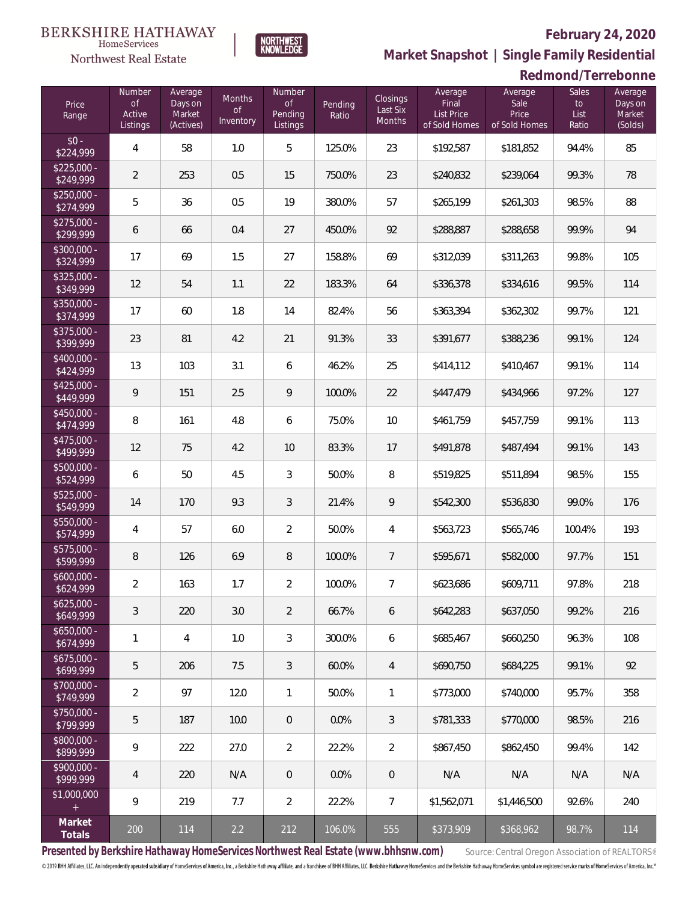BERKSHIRE HATHAWAY HomeServices Northwest Real Estate

NORTHWEST KNOWLEDGE

**February 24, 2020**

**Market Snapshot | Single Family Residential**

**Redmond/Terrebonne**

| Price Range | Number of Active Listings | Average Days on Market (Actives) | Months of Inventory | Number of Pending Listings | Pending Ratio | Closings Last Six Months | Average Final List Price of Sold Homes | Average Sale Price of Sold Homes | Sales to List Ratio | Average Days on Market (Solds) |
|---|---|---|---|---|---|---|---|---|---|---|
| $0 - $224,999 | 4 | 58 | 1.0 | 5 | 125.0% | 23 | $192,587 | $181,852 | 94.4% | 85 |
| $225,000 - $249,999 | 2 | 253 | 0.5 | 15 | 750.0% | 23 | $240,832 | $239,064 | 99.3% | 78 |
| $250,000 - $274,999 | 5 | 36 | 0.5 | 19 | 380.0% | 57 | $265,199 | $261,303 | 98.5% | 88 |
| $275,000 - $299,999 | 6 | 66 | 0.4 | 27 | 450.0% | 92 | $288,887 | $288,658 | 99.9% | 94 |
| $300,000 - $324,999 | 17 | 69 | 1.5 | 27 | 158.8% | 69 | $312,039 | $311,263 | 99.8% | 105 |
| $325,000 - $349,999 | 12 | 54 | 1.1 | 22 | 183.3% | 64 | $336,378 | $334,616 | 99.5% | 114 |
| $350,000 - $374,999 | 17 | 60 | 1.8 | 14 | 82.4% | 56 | $363,394 | $362,302 | 99.7% | 121 |
| $375,000 - $399,999 | 23 | 81 | 4.2 | 21 | 91.3% | 33 | $391,677 | $388,236 | 99.1% | 124 |
| $400,000 - $424,999 | 13 | 103 | 3.1 | 6 | 46.2% | 25 | $414,112 | $410,467 | 99.1% | 114 |
| $425,000 - $449,999 | 9 | 151 | 2.5 | 9 | 100.0% | 22 | $447,479 | $434,966 | 97.2% | 127 |
| $450,000 - $474,999 | 8 | 161 | 4.8 | 6 | 75.0% | 10 | $461,759 | $457,759 | 99.1% | 113 |
| $475,000 - $499,999 | 12 | 75 | 4.2 | 10 | 83.3% | 17 | $491,878 | $487,494 | 99.1% | 143 |
| $500,000 - $524,999 | 6 | 50 | 4.5 | 3 | 50.0% | 8 | $519,825 | $511,894 | 98.5% | 155 |
| $525,000 - $549,999 | 14 | 170 | 9.3 | 3 | 21.4% | 9 | $542,300 | $536,830 | 99.0% | 176 |
| $550,000 - $574,999 | 4 | 57 | 6.0 | 2 | 50.0% | 4 | $563,723 | $565,746 | 100.4% | 193 |
| $575,000 - $599,999 | 8 | 126 | 6.9 | 8 | 100.0% | 7 | $595,671 | $582,000 | 97.7% | 151 |
| $600,000 - $624,999 | 2 | 163 | 1.7 | 2 | 100.0% | 7 | $623,686 | $609,711 | 97.8% | 218 |
| $625,000 - $649,999 | 3 | 220 | 3.0 | 2 | 66.7% | 6 | $642,283 | $637,050 | 99.2% | 216 |
| $650,000 - $674,999 | 1 | 4 | 1.0 | 3 | 300.0% | 6 | $685,467 | $660,250 | 96.3% | 108 |
| $675,000 - $699,999 | 5 | 206 | 7.5 | 3 | 60.0% | 4 | $690,750 | $684,225 | 99.1% | 92 |
| $700,000 - $749,999 | 2 | 97 | 12.0 | 1 | 50.0% | 1 | $773,000 | $740,000 | 95.7% | 358 |
| $750,000 - $799,999 | 5 | 187 | 10.0 | 0 | 0.0% | 3 | $781,333 | $770,000 | 98.5% | 216 |
| $800,000 - $899,999 | 9 | 222 | 27.0 | 2 | 22.2% | 2 | $867,450 | $862,450 | 99.4% | 142 |
| $900,000 - $999,999 | 4 | 220 | N/A | 0 | 0.0% | 0 | N/A | N/A | N/A | N/A |
| $1,000,000 + | 9 | 219 | 7.7 | 2 | 22.2% | 7 | $1,562,071 | $1,446,500 | 92.6% | 240 |
| **Market Totals** | 200 | 114 | 2.2 | 212 | 106.0% | 555 | $373,909 | $368,962 | 98.7% | 114 |

**Presented by Berkshire Hathaway HomeServices Northwest Real Estate (www.bhhsnw.com)** Source: Central Oregon Association of REALTORS®

© 2019 BHH Affiliates, LLC. An independently operated subsidiary of HomeServices of America, Inc., a Berkshire Hathaway affiliate, and a franchisee of BHH Affiliates, LLC. Berkshire Hathaway HomeServices and the Berkshire Hathaway HomeServices symbol are registered service marks of HomeServices of America, Inc.®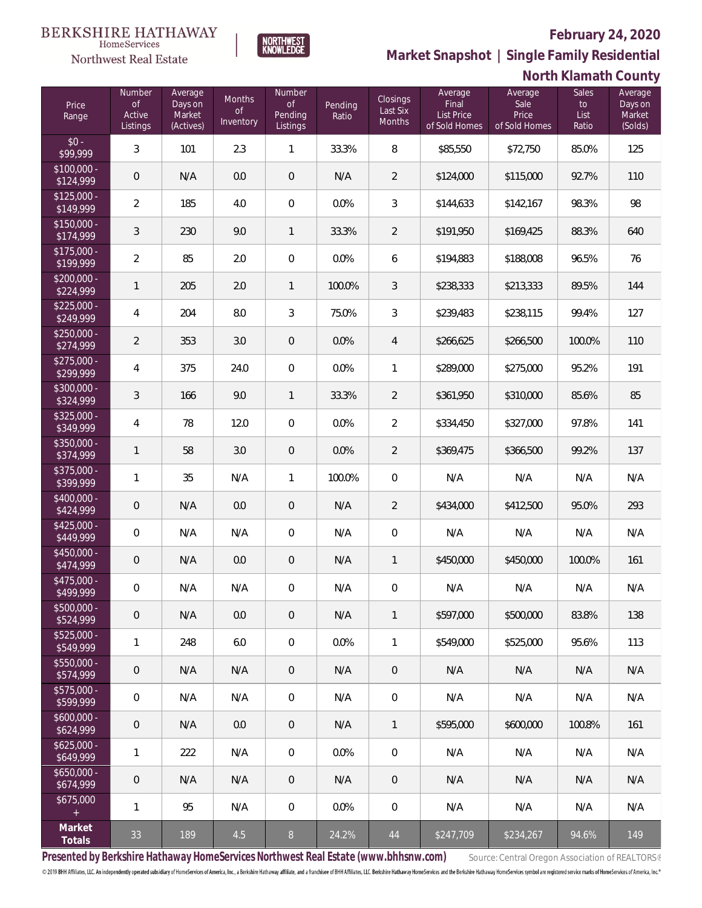BERKSHIRE HATHAWAY HomeServices Northwest Real Estate

NORTHWEST KNOWLEDGE

# February 24, 2020

## Market Snapshot | Single Family Residential

## North Klamath County

| Price Range | Number of Active Listings | Average Days on Market (Actives) | Months of Inventory | Number of Pending Listings | Pending Ratio | Closings Last Six Months | Average Final List Price of Sold Homes | Average Sale Price of Sold Homes | Sales to List Ratio | Average Days on Market (Solds) |
|---|---|---|---|---|---|---|---|---|---|---|
| $0 - $99,999 | 3 | 101 | 2.3 | 1 | 33.3% | 8 | $85,550 | $72,750 | 85.0% | 125 |
| $100,000 - $124,999 | 0 | N/A | 0.0 | 0 | N/A | 2 | $124,000 | $115,000 | 92.7% | 110 |
| $125,000 - $149,999 | 2 | 185 | 4.0 | 0 | 0.0% | 3 | $144,633 | $142,167 | 98.3% | 98 |
| $150,000 - $174,999 | 3 | 230 | 9.0 | 1 | 33.3% | 2 | $191,950 | $169,425 | 88.3% | 640 |
| $175,000 - $199,999 | 2 | 85 | 2.0 | 0 | 0.0% | 6 | $194,883 | $188,008 | 96.5% | 76 |
| $200,000 - $224,999 | 1 | 205 | 2.0 | 1 | 100.0% | 3 | $238,333 | $213,333 | 89.5% | 144 |
| $225,000 - $249,999 | 4 | 204 | 8.0 | 3 | 75.0% | 3 | $239,483 | $238,115 | 99.4% | 127 |
| $250,000 - $274,999 | 2 | 353 | 3.0 | 0 | 0.0% | 4 | $266,625 | $266,500 | 100.0% | 110 |
| $275,000 - $299,999 | 4 | 375 | 24.0 | 0 | 0.0% | 1 | $289,000 | $275,000 | 95.2% | 191 |
| $300,000 - $324,999 | 3 | 166 | 9.0 | 1 | 33.3% | 2 | $361,950 | $310,000 | 85.6% | 85 |
| $325,000 - $349,999 | 4 | 78 | 12.0 | 0 | 0.0% | 2 | $334,450 | $327,000 | 97.8% | 141 |
| $350,000 - $374,999 | 1 | 58 | 3.0 | 0 | 0.0% | 2 | $369,475 | $366,500 | 99.2% | 137 |
| $375,000 - $399,999 | 1 | 35 | N/A | 1 | 100.0% | 0 | N/A | N/A | N/A | N/A |
| $400,000 - $424,999 | 0 | N/A | 0.0 | 0 | N/A | 2 | $434,000 | $412,500 | 95.0% | 293 |
| $425,000 - $449,999 | 0 | N/A | N/A | 0 | N/A | 0 | N/A | N/A | N/A | N/A |
| $450,000 - $474,999 | 0 | N/A | 0.0 | 0 | N/A | 1 | $450,000 | $450,000 | 100.0% | 161 |
| $475,000 - $499,999 | 0 | N/A | N/A | 0 | N/A | 0 | N/A | N/A | N/A | N/A |
| $500,000 - $524,999 | 0 | N/A | 0.0 | 0 | N/A | 1 | $597,000 | $500,000 | 83.8% | 138 |
| $525,000 - $549,999 | 1 | 248 | 6.0 | 0 | 0.0% | 1 | $549,000 | $525,000 | 95.6% | 113 |
| $550,000 - $574,999 | 0 | N/A | N/A | 0 | N/A | 0 | N/A | N/A | N/A | N/A |
| $575,000 - $599,999 | 0 | N/A | N/A | 0 | N/A | 0 | N/A | N/A | N/A | N/A |
| $600,000 - $624,999 | 0 | N/A | 0.0 | 0 | N/A | 1 | $595,000 | $600,000 | 100.8% | 161 |
| $625,000 - $649,999 | 1 | 222 | N/A | 0 | 0.0% | 0 | N/A | N/A | N/A | N/A |
| $650,000 - $674,999 | 0 | N/A | N/A | 0 | N/A | 0 | N/A | N/A | N/A | N/A |
| $675,000 + | 1 | 95 | N/A | 0 | 0.0% | 0 | N/A | N/A | N/A | N/A |
| **Market Totals** | 33 | 189 | 4.5 | 8 | 24.2% | 44 | $247,709 | $234,267 | 94.6% | 149 |

**Presented by Berkshire Hathaway HomeServices Northwest Real Estate (www.bhhsnw.com)** Source: Central Oregon Association of REALTORS®

© 2019 BHH Affiliates, LLC. An independently operated subsidiary of HomeServices of America, Inc., a Berkshire Hathaway affiliate, and a franchisee of BHH Affiliates, LLC. Berkshire Hathaway HomeServices and the Berkshire Hathaway HomeServices symbol are registered service marks of HomeServices of America, Inc.®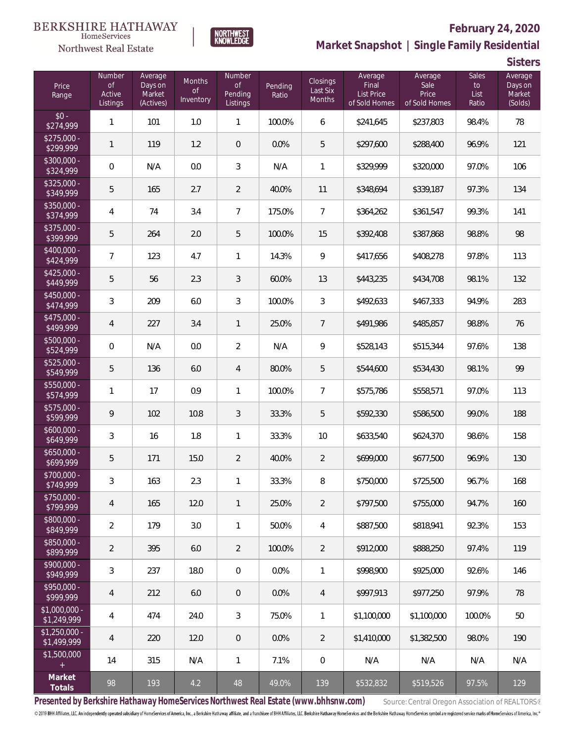BERKSHIRE HATHAWAY HomeServices Northwest Real Estate

NORTHWEST KNOWLEDGE

## February 24, 2020

## Market Snapshot | Single Family Residential

## Sisters

| Price Range | Number of Active Listings | Average Days on Market (Actives) | Months of Inventory | Number of Pending Listings | Pending Ratio | Closings Last Six Months | Average Final List Price of Sold Homes | Average Sale Price of Sold Homes | Sales to List Ratio | Average Days on Market (Solds) |
|---|---|---|---|---|---|---|---|---|---|---|
| $0 - $274,999 | 1 | 101 | 1.0 | 1 | 100.0% | 6 | $241,645 | $237,803 | 98.4% | 78 |
| $275,000 - $299,999 | 1 | 119 | 1.2 | 0 | 0.0% | 5 | $297,600 | $288,400 | 96.9% | 121 |
| $300,000 - $324,999 | 0 | N/A | 0.0 | 3 | N/A | 1 | $329,999 | $320,000 | 97.0% | 106 |
| $325,000 - $349,999 | 5 | 165 | 2.7 | 2 | 40.0% | 11 | $348,694 | $339,187 | 97.3% | 134 |
| $350,000 - $374,999 | 4 | 74 | 3.4 | 7 | 175.0% | 7 | $364,262 | $361,547 | 99.3% | 141 |
| $375,000 - $399,999 | 5 | 264 | 2.0 | 5 | 100.0% | 15 | $392,408 | $387,868 | 98.8% | 98 |
| $400,000 - $424,999 | 7 | 123 | 4.7 | 1 | 14.3% | 9 | $417,656 | $408,278 | 97.8% | 113 |
| $425,000 - $449,999 | 5 | 56 | 2.3 | 3 | 60.0% | 13 | $443,235 | $434,708 | 98.1% | 132 |
| $450,000 - $474,999 | 3 | 209 | 6.0 | 3 | 100.0% | 3 | $492,633 | $467,333 | 94.9% | 283 |
| $475,000 - $499,999 | 4 | 227 | 3.4 | 1 | 25.0% | 7 | $491,986 | $485,857 | 98.8% | 76 |
| $500,000 - $524,999 | 0 | N/A | 0.0 | 2 | N/A | 9 | $528,143 | $515,344 | 97.6% | 138 |
| $525,000 - $549,999 | 5 | 136 | 6.0 | 4 | 80.0% | 5 | $544,600 | $534,430 | 98.1% | 99 |
| $550,000 - $574,999 | 1 | 17 | 0.9 | 1 | 100.0% | 7 | $575,786 | $558,571 | 97.0% | 113 |
| $575,000 - $599,999 | 9 | 102 | 10.8 | 3 | 33.3% | 5 | $592,330 | $586,500 | 99.0% | 188 |
| $600,000 - $649,999 | 3 | 16 | 1.8 | 1 | 33.3% | 10 | $633,540 | $624,370 | 98.6% | 158 |
| $650,000 - $699,999 | 5 | 171 | 15.0 | 2 | 40.0% | 2 | $699,000 | $677,500 | 96.9% | 130 |
| $700,000 - $749,999 | 3 | 163 | 2.3 | 1 | 33.3% | 8 | $750,000 | $725,500 | 96.7% | 168 |
| $750,000 - $799,999 | 4 | 165 | 12.0 | 1 | 25.0% | 2 | $797,500 | $755,000 | 94.7% | 160 |
| $800,000 - $849,999 | 2 | 179 | 3.0 | 1 | 50.0% | 4 | $887,500 | $818,941 | 92.3% | 153 |
| $850,000 - $899,999 | 2 | 395 | 6.0 | 2 | 100.0% | 2 | $912,000 | $888,250 | 97.4% | 119 |
| $900,000 - $949,999 | 3 | 237 | 18.0 | 0 | 0.0% | 1 | $998,900 | $925,000 | 92.6% | 146 |
| $950,000 - $999,999 | 4 | 212 | 6.0 | 0 | 0.0% | 4 | $997,913 | $977,250 | 97.9% | 78 |
| $1,000,000 - $1,249,999 | 4 | 474 | 24.0 | 3 | 75.0% | 1 | $1,100,000 | $1,100,000 | 100.0% | 50 |
| $1,250,000 - $1,499,999 | 4 | 220 | 12.0 | 0 | 0.0% | 2 | $1,410,000 | $1,382,500 | 98.0% | 190 |
| $1,500,000 + | 14 | 315 | N/A | 1 | 7.1% | 0 | N/A | N/A | N/A | N/A |
| **Market Totals** | 98 | 193 | 4.2 | 48 | 49.0% | 139 | $532,832 | $519,526 | 97.5% | 129 |

**Presented by Berkshire Hathaway HomeServices Northwest Real Estate (www.bhhsnw.com)**

Source: Central Oregon Association of REALTORS®

© 2019 BHH Affiliates, LLC. An independently operated subsidiary of HomeServices of America, Inc., a Berkshire Hathaway affiliate, and a franchisee of BHH Affiliates, LLC. Berkshire Hathaway HomeServices and the Berkshire Hathaway HomeServices symbol are registered service marks of HomeServices of America, Inc.®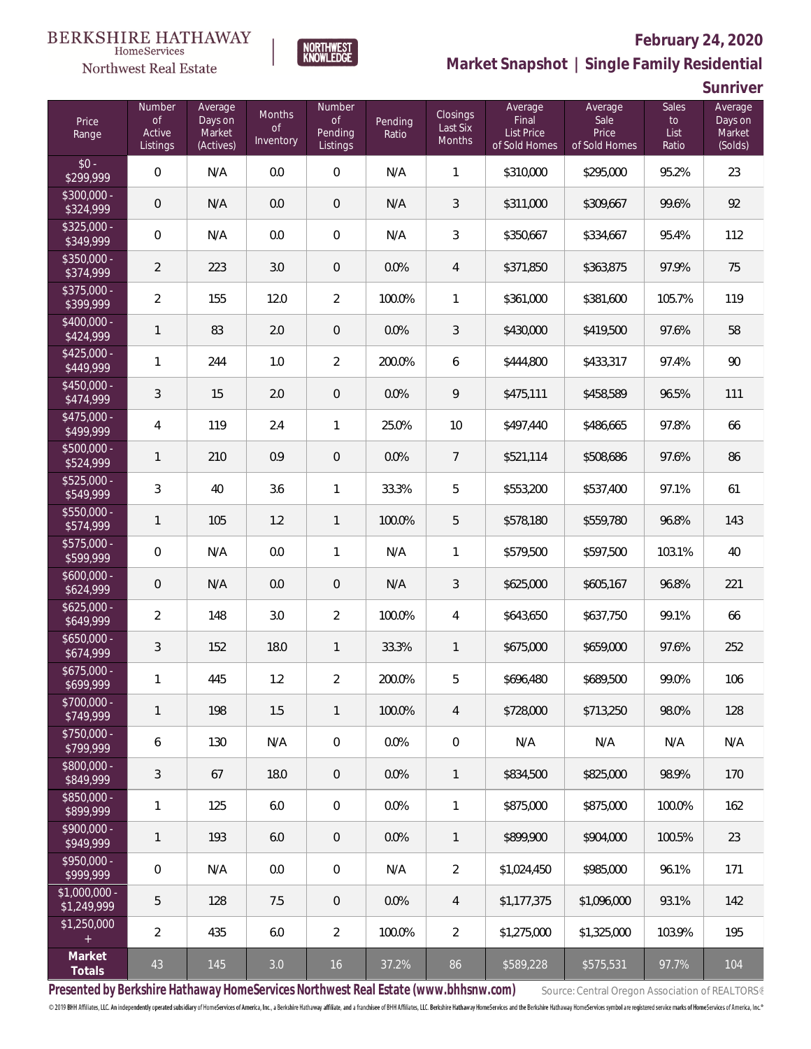BERKSHIRE HATHAWAY HomeServices Northwest Real Estate

NORTHWEST KNOWLEDGE

## February 24, 2020

## Market Snapshot | Single Family Residential

## Sunriver

| Price Range | Number of Active Listings | Average Days on Market (Actives) | Months of Inventory | Number of Pending Listings | Pending Ratio | Closings Last Six Months | Average Final List Price of Sold Homes | Average Sale Price of Sold Homes | Sales to List Ratio | Average Days on Market (Solds) |
|---|---|---|---|---|---|---|---|---|---|---|
| $0 - $299,999 | 0 | N/A | 0.0 | 0 | N/A | 1 | $310,000 | $295,000 | 95.2% | 23 |
| $300,000 - $324,999 | 0 | N/A | 0.0 | 0 | N/A | 3 | $311,000 | $309,667 | 99.6% | 92 |
| $325,000 - $349,999 | 0 | N/A | 0.0 | 0 | N/A | 3 | $350,667 | $334,667 | 95.4% | 112 |
| $350,000 - $374,999 | 2 | 223 | 3.0 | 0 | 0.0% | 4 | $371,850 | $363,875 | 97.9% | 75 |
| $375,000 - $399,999 | 2 | 155 | 12.0 | 2 | 100.0% | 1 | $361,000 | $381,600 | 105.7% | 119 |
| $400,000 - $424,999 | 1 | 83 | 2.0 | 0 | 0.0% | 3 | $430,000 | $419,500 | 97.6% | 58 |
| $425,000 - $449,999 | 1 | 244 | 1.0 | 2 | 200.0% | 6 | $444,800 | $433,317 | 97.4% | 90 |
| $450,000 - $474,999 | 3 | 15 | 2.0 | 0 | 0.0% | 9 | $475,111 | $458,589 | 96.5% | 111 |
| $475,000 - $499,999 | 4 | 119 | 2.4 | 1 | 25.0% | 10 | $497,440 | $486,665 | 97.8% | 66 |
| $500,000 - $524,999 | 1 | 210 | 0.9 | 0 | 0.0% | 7 | $521,114 | $508,686 | 97.6% | 86 |
| $525,000 - $549,999 | 3 | 40 | 3.6 | 1 | 33.3% | 5 | $553,200 | $537,400 | 97.1% | 61 |
| $550,000 - $574,999 | 1 | 105 | 1.2 | 1 | 100.0% | 5 | $578,180 | $559,780 | 96.8% | 143 |
| $575,000 - $599,999 | 0 | N/A | 0.0 | 1 | N/A | 1 | $579,500 | $597,500 | 103.1% | 40 |
| $600,000 - $624,999 | 0 | N/A | 0.0 | 0 | N/A | 3 | $625,000 | $605,167 | 96.8% | 221 |
| $625,000 - $649,999 | 2 | 148 | 3.0 | 2 | 100.0% | 4 | $643,650 | $637,750 | 99.1% | 66 |
| $650,000 - $674,999 | 3 | 152 | 18.0 | 1 | 33.3% | 1 | $675,000 | $659,000 | 97.6% | 252 |
| $675,000 - $699,999 | 1 | 445 | 1.2 | 2 | 200.0% | 5 | $696,480 | $689,500 | 99.0% | 106 |
| $700,000 - $749,999 | 1 | 198 | 1.5 | 1 | 100.0% | 4 | $728,000 | $713,250 | 98.0% | 128 |
| $750,000 - $799,999 | 6 | 130 | N/A | 0 | 0.0% | 0 | N/A | N/A | N/A | N/A |
| $800,000 - $849,999 | 3 | 67 | 18.0 | 0 | 0.0% | 1 | $834,500 | $825,000 | 98.9% | 170 |
| $850,000 - $899,999 | 1 | 125 | 6.0 | 0 | 0.0% | 1 | $875,000 | $875,000 | 100.0% | 162 |
| $900,000 - $949,999 | 1 | 193 | 6.0 | 0 | 0.0% | 1 | $899,900 | $904,000 | 100.5% | 23 |
| $950,000 - $999,999 | 0 | N/A | 0.0 | 0 | N/A | 2 | $1,024,450 | $985,000 | 96.1% | 171 |
| $1,000,000 - $1,249,999 | 5 | 128 | 7.5 | 0 | 0.0% | 4 | $1,177,375 | $1,096,000 | 93.1% | 142 |
| $1,250,000 + | 2 | 435 | 6.0 | 2 | 100.0% | 2 | $1,275,000 | $1,325,000 | 103.9% | 195 |
| **Market Totals** | 43 | 145 | 3.0 | 16 | 37.2% | 86 | $589,228 | $575,531 | 97.7% | 104 |

**Presented by Berkshire Hathaway HomeServices Northwest Real Estate (www.bhhsnw.com)** Source: Central Oregon Association of REALTORS®

© 2019 BHH Affiliates, LLC. An independently operated subsidiary of HomeServices of America, Inc., a Berkshire Hathaway affiliate, and a franchisee of BHH Affiliates, LLC. Berkshire Hathaway HomeServices and the Berkshire Hathaway HomeServices symbol are registered service marks of HomeServices of America, Inc.®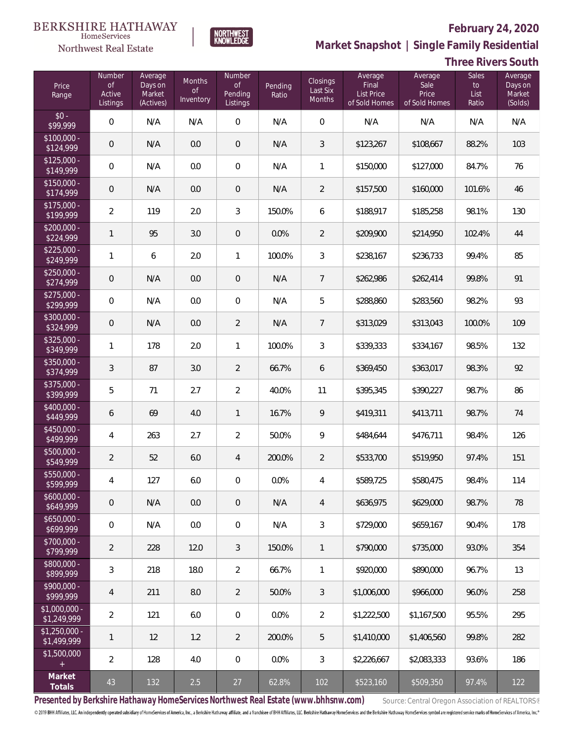BERKSHIRE HATHAWAY HomeServices Northwest Real Estate

NORTHWEST KNOWLEDGE

**February 24, 2020**

**Market Snapshot | Single Family Residential**

**Three Rivers South**

| Price Range | Number of Active Listings | Average Days on Market (Actives) | Months of Inventory | Number of Pending Listings | Pending Ratio | Closings Last Six Months | Average Final List Price of Sold Homes | Average Sale Price of Sold Homes | Sales to List Ratio | Average Days on Market (Solds) |
|---|---|---|---|---|---|---|---|---|---|---|
| $0 - $99,999 | 0 | N/A | N/A | 0 | N/A | 0 | N/A | N/A | N/A | N/A |
| $100,000 - $124,999 | 0 | N/A | 0.0 | 0 | N/A | 3 | $123,267 | $108,667 | 88.2% | 103 |
| $125,000 - $149,999 | 0 | N/A | 0.0 | 0 | N/A | 1 | $150,000 | $127,000 | 84.7% | 76 |
| $150,000 - $174,999 | 0 | N/A | 0.0 | 0 | N/A | 2 | $157,500 | $160,000 | 101.6% | 46 |
| $175,000 - $199,999 | 2 | 119 | 2.0 | 3 | 150.0% | 6 | $188,917 | $185,258 | 98.1% | 130 |
| $200,000 - $224,999 | 1 | 95 | 3.0 | 0 | 0.0% | 2 | $209,900 | $214,950 | 102.4% | 44 |
| $225,000 - $249,999 | 1 | 6 | 2.0 | 1 | 100.0% | 3 | $238,167 | $236,733 | 99.4% | 85 |
| $250,000 - $274,999 | 0 | N/A | 0.0 | 0 | N/A | 7 | $262,986 | $262,414 | 99.8% | 91 |
| $275,000 - $299,999 | 0 | N/A | 0.0 | 0 | N/A | 5 | $288,860 | $283,560 | 98.2% | 93 |
| $300,000 - $324,999 | 0 | N/A | 0.0 | 2 | N/A | 7 | $313,029 | $313,043 | 100.0% | 109 |
| $325,000 - $349,999 | 1 | 178 | 2.0 | 1 | 100.0% | 3 | $339,333 | $334,167 | 98.5% | 132 |
| $350,000 - $374,999 | 3 | 87 | 3.0 | 2 | 66.7% | 6 | $369,450 | $363,017 | 98.3% | 92 |
| $375,000 - $399,999 | 5 | 71 | 2.7 | 2 | 40.0% | 11 | $395,345 | $390,227 | 98.7% | 86 |
| $400,000 - $449,999 | 6 | 69 | 4.0 | 1 | 16.7% | 9 | $419,311 | $413,711 | 98.7% | 74 |
| $450,000 - $499,999 | 4 | 263 | 2.7 | 2 | 50.0% | 9 | $484,644 | $476,711 | 98.4% | 126 |
| $500,000 - $549,999 | 2 | 52 | 6.0 | 4 | 200.0% | 2 | $533,700 | $519,950 | 97.4% | 151 |
| $550,000 - $599,999 | 4 | 127 | 6.0 | 0 | 0.0% | 4 | $589,725 | $580,475 | 98.4% | 114 |
| $600,000 - $649,999 | 0 | N/A | 0.0 | 0 | N/A | 4 | $636,975 | $629,000 | 98.7% | 78 |
| $650,000 - $699,999 | 0 | N/A | 0.0 | 0 | N/A | 3 | $729,000 | $659,167 | 90.4% | 178 |
| $700,000 - $799,999 | 2 | 228 | 12.0 | 3 | 150.0% | 1 | $790,000 | $735,000 | 93.0% | 354 |
| $800,000 - $899,999 | 3 | 218 | 18.0 | 2 | 66.7% | 1 | $920,000 | $890,000 | 96.7% | 13 |
| $900,000 - $999,999 | 4 | 211 | 8.0 | 2 | 50.0% | 3 | $1,006,000 | $966,000 | 96.0% | 258 |
| $1,000,000 - $1,249,999 | 2 | 121 | 6.0 | 0 | 0.0% | 2 | $1,222,500 | $1,167,500 | 95.5% | 295 |
| $1,250,000 - $1,499,999 | 1 | 12 | 1.2 | 2 | 200.0% | 5 | $1,410,000 | $1,406,560 | 99.8% | 282 |
| $1,500,000 + | 2 | 128 | 4.0 | 0 | 0.0% | 3 | $2,226,667 | $2,083,333 | 93.6% | 186 |
| **Market Totals** | 43 | 132 | 2.5 | 27 | 62.8% | 102 | $523,160 | $509,350 | 97.4% | 122 |

**Presented by Berkshire Hathaway HomeServices Northwest Real Estate (www.bhhsnw.com)** Source: Central Oregon Association of REALTORS®

© 2019 BHH Affiliates, LLC. An independently operated subsidiary of HomeServices of America, Inc., a Berkshire Hathaway affiliate, and a franchisee of BHH Affiliates, LLC. Berkshire Hathaway HomeServices and the Berkshire Hathaway HomeServices symbol are registered service marks of HomeServices of America, Inc.®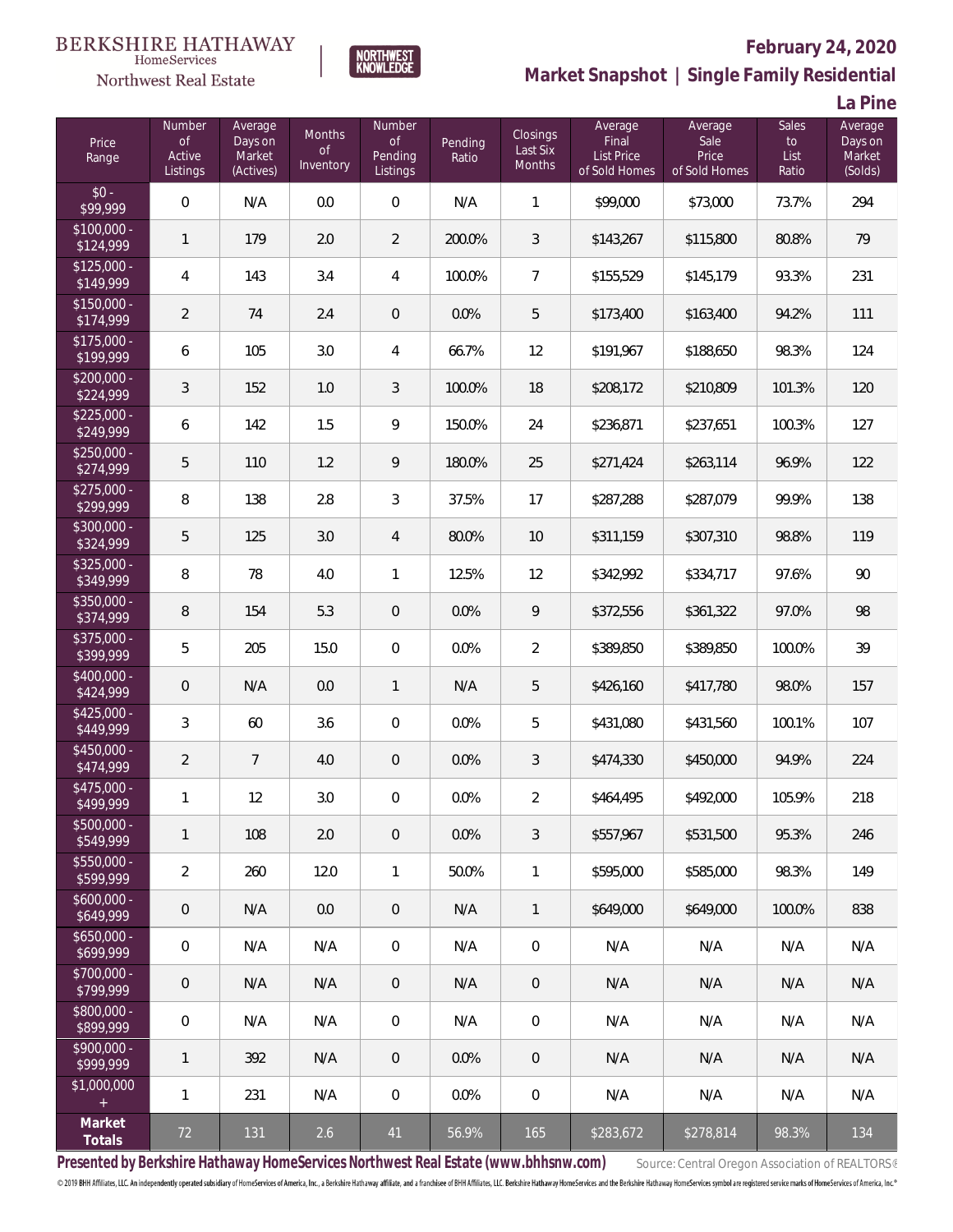BERKSHIRE HATHAWAY HomeServices Northwest Real Estate

NORTHWEST KNOWLEDGE

**February 24, 2020**

**Market Snapshot | Single Family Residential**

**La Pine**

| Price Range | Number of Active Listings | Average Days on Market (Actives) | Months of Inventory | Number of Pending Listings | Pending Ratio | Closings Last Six Months | Average Final List Price of Sold Homes | Average Sale Price of Sold Homes | Sales to List Ratio | Average Days on Market (Solds) |
|---|---|---|---|---|---|---|---|---|---|---|
| $0 - $99,999 | 0 | N/A | 0.0 | 0 | N/A | 1 | $99,000 | $73,000 | 73.7% | 294 |
| $100,000 - $124,999 | 1 | 179 | 2.0 | 2 | 200.0% | 3 | $143,267 | $115,800 | 80.8% | 79 |
| $125,000 - $149,999 | 4 | 143 | 3.4 | 4 | 100.0% | 7 | $155,529 | $145,179 | 93.3% | 231 |
| $150,000 - $174,999 | 2 | 74 | 2.4 | 0 | 0.0% | 5 | $173,400 | $163,400 | 94.2% | 111 |
| $175,000 - $199,999 | 6 | 105 | 3.0 | 4 | 66.7% | 12 | $191,967 | $188,650 | 98.3% | 124 |
| $200,000 - $224,999 | 3 | 152 | 1.0 | 3 | 100.0% | 18 | $208,172 | $210,809 | 101.3% | 120 |
| $225,000 - $249,999 | 6 | 142 | 1.5 | 9 | 150.0% | 24 | $236,871 | $237,651 | 100.3% | 127 |
| $250,000 - $274,999 | 5 | 110 | 1.2 | 9 | 180.0% | 25 | $271,424 | $263,114 | 96.9% | 122 |
| $275,000 - $299,999 | 8 | 138 | 2.8 | 3 | 37.5% | 17 | $287,288 | $287,079 | 99.9% | 138 |
| $300,000 - $324,999 | 5 | 125 | 3.0 | 4 | 80.0% | 10 | $311,159 | $307,310 | 98.8% | 119 |
| $325,000 - $349,999 | 8 | 78 | 4.0 | 1 | 12.5% | 12 | $342,992 | $334,717 | 97.6% | 90 |
| $350,000 - $374,999 | 8 | 154 | 5.3 | 0 | 0.0% | 9 | $372,556 | $361,322 | 97.0% | 98 |
| $375,000 - $399,999 | 5 | 205 | 15.0 | 0 | 0.0% | 2 | $389,850 | $389,850 | 100.0% | 39 |
| $400,000 - $424,999 | 0 | N/A | 0.0 | 1 | N/A | 5 | $426,160 | $417,780 | 98.0% | 157 |
| $425,000 - $449,999 | 3 | 60 | 3.6 | 0 | 0.0% | 5 | $431,080 | $431,560 | 100.1% | 107 |
| $450,000 - $474,999 | 2 | 7 | 4.0 | 0 | 0.0% | 3 | $474,330 | $450,000 | 94.9% | 224 |
| $475,000 - $499,999 | 1 | 12 | 3.0 | 0 | 0.0% | 2 | $464,495 | $492,000 | 105.9% | 218 |
| $500,000 - $549,999 | 1 | 108 | 2.0 | 0 | 0.0% | 3 | $557,967 | $531,500 | 95.3% | 246 |
| $550,000 - $599,999 | 2 | 260 | 12.0 | 1 | 50.0% | 1 | $595,000 | $585,000 | 98.3% | 149 |
| $600,000 - $649,999 | 0 | N/A | 0.0 | 0 | N/A | 1 | $649,000 | $649,000 | 100.0% | 838 |
| $650,000 - $699,999 | 0 | N/A | N/A | 0 | N/A | 0 | N/A | N/A | N/A | N/A |
| $700,000 - $799,999 | 0 | N/A | N/A | 0 | N/A | 0 | N/A | N/A | N/A | N/A |
| $800,000 - $899,999 | 0 | N/A | N/A | 0 | N/A | 0 | N/A | N/A | N/A | N/A |
| $900,000 - $999,999 | 1 | 392 | N/A | 0 | 0.0% | 0 | N/A | N/A | N/A | N/A |
| $1,000,000 + | 1 | 231 | N/A | 0 | 0.0% | 0 | N/A | N/A | N/A | N/A |
| **Market Totals** | 72 | 131 | 2.6 | 41 | 56.9% | 165 | $283,672 | $278,814 | 98.3% | 134 |

**Presented by Berkshire Hathaway HomeServices Northwest Real Estate (www.bhhsnw.com)**

Source: Central Oregon Association of REALTORS®

© 2019 BHH Affiliates, LLC. An independently operated subsidiary of HomeServices of America, Inc., a Berkshire Hathaway affiliate, and a franchisee of BHH Affiliates, LLC. Berkshire Hathaway HomeServices and the Berkshire Hathaway HomeServices symbol are registered service marks of HomeServices of America, Inc.®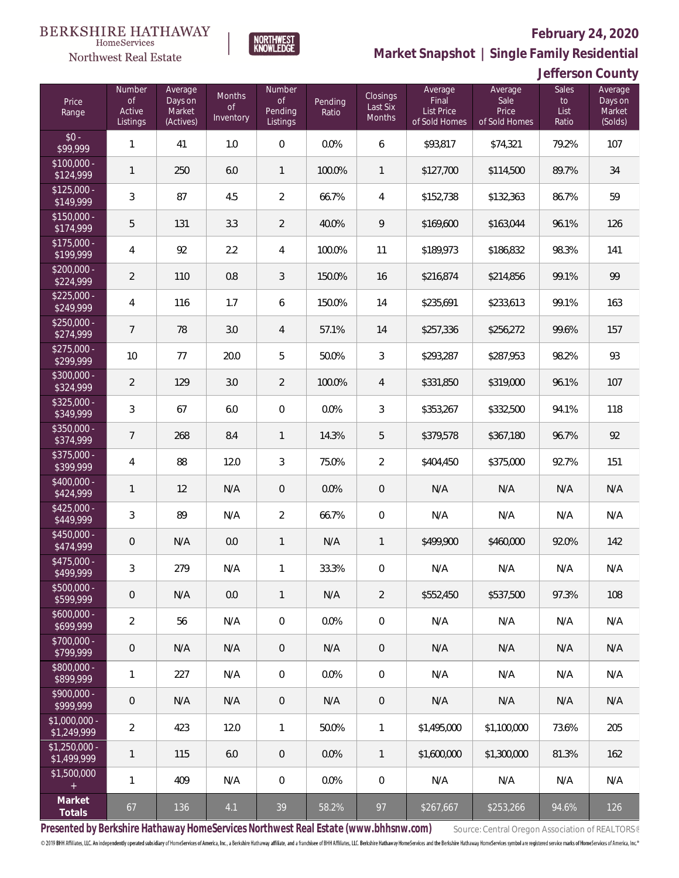BERKSHIRE HATHAWAY HomeServices Northwest Real Estate | NORTHWEST KNOWLEDGE

**February 24, 2020**

**Market Snapshot | Single Family Residential**

**Jefferson County**

| Price Range | Number of Active Listings | Average Days on Market (Actives) | Months of Inventory | Number of Pending Listings | Pending Ratio | Closings Last Six Months | Average Final List Price of Sold Homes | Average Sale Price of Sold Homes | Sales to List Ratio | Average Days on Market (Solds) |
|---|---|---|---|---|---|---|---|---|---|---|
| $0 - $99,999 | 1 | 41 | 1.0 | 0 | 0.0% | 6 | $93,817 | $74,321 | 79.2% | 107 |
| $100,000 - $124,999 | 1 | 250 | 6.0 | 1 | 100.0% | 1 | $127,700 | $114,500 | 89.7% | 34 |
| $125,000 - $149,999 | 3 | 87 | 4.5 | 2 | 66.7% | 4 | $152,738 | $132,363 | 86.7% | 59 |
| $150,000 - $174,999 | 5 | 131 | 3.3 | 2 | 40.0% | 9 | $169,600 | $163,044 | 96.1% | 126 |
| $175,000 - $199,999 | 4 | 92 | 2.2 | 4 | 100.0% | 11 | $189,973 | $186,832 | 98.3% | 141 |
| $200,000 - $224,999 | 2 | 110 | 0.8 | 3 | 150.0% | 16 | $216,874 | $214,856 | 99.1% | 99 |
| $225,000 - $249,999 | 4 | 116 | 1.7 | 6 | 150.0% | 14 | $235,691 | $233,613 | 99.1% | 163 |
| $250,000 - $274,999 | 7 | 78 | 3.0 | 4 | 57.1% | 14 | $257,336 | $256,272 | 99.6% | 157 |
| $275,000 - $299,999 | 10 | 77 | 20.0 | 5 | 50.0% | 3 | $293,287 | $287,953 | 98.2% | 93 |
| $300,000 - $324,999 | 2 | 129 | 3.0 | 2 | 100.0% | 4 | $331,850 | $319,000 | 96.1% | 107 |
| $325,000 - $349,999 | 3 | 67 | 6.0 | 0 | 0.0% | 3 | $353,267 | $332,500 | 94.1% | 118 |
| $350,000 - $374,999 | 7 | 268 | 8.4 | 1 | 14.3% | 5 | $379,578 | $367,180 | 96.7% | 92 |
| $375,000 - $399,999 | 4 | 88 | 12.0 | 3 | 75.0% | 2 | $404,450 | $375,000 | 92.7% | 151 |
| $400,000 - $424,999 | 1 | 12 | N/A | 0 | 0.0% | 0 | N/A | N/A | N/A | N/A |
| $425,000 - $449,999 | 3 | 89 | N/A | 2 | 66.7% | 0 | N/A | N/A | N/A | N/A |
| $450,000 - $474,999 | 0 | N/A | 0.0 | 1 | N/A | 1 | $499,900 | $460,000 | 92.0% | 142 |
| $475,000 - $499,999 | 3 | 279 | N/A | 1 | 33.3% | 0 | N/A | N/A | N/A | N/A |
| $500,000 - $599,999 | 0 | N/A | 0.0 | 1 | N/A | 2 | $552,450 | $537,500 | 97.3% | 108 |
| $600,000 - $699,999 | 2 | 56 | N/A | 0 | 0.0% | 0 | N/A | N/A | N/A | N/A |
| $700,000 - $799,999 | 0 | N/A | N/A | 0 | N/A | 0 | N/A | N/A | N/A | N/A |
| $800,000 - $899,999 | 1 | 227 | N/A | 0 | 0.0% | 0 | N/A | N/A | N/A | N/A |
| $900,000 - $999,999 | 0 | N/A | N/A | 0 | N/A | 0 | N/A | N/A | N/A | N/A |
| $1,000,000 - $1,249,999 | 2 | 423 | 12.0 | 1 | 50.0% | 1 | $1,495,000 | $1,100,000 | 73.6% | 205 |
| $1,250,000 - $1,499,999 | 1 | 115 | 6.0 | 0 | 0.0% | 1 | $1,600,000 | $1,300,000 | 81.3% | 162 |
| $1,500,000 + | 1 | 409 | N/A | 0 | 0.0% | 0 | N/A | N/A | N/A | N/A |
| **Market Totals** | 67 | 136 | 4.1 | 39 | 58.2% | 97 | $267,667 | $253,266 | 94.6% | 126 |

**Presented by Berkshire Hathaway HomeServices Northwest Real Estate (www.bhhsnw.com)**

Source: Central Oregon Association of REALTORS®

© 2019 BHH Affiliates, LLC. An independently operated subsidiary of HomeServices of America, Inc., a Berkshire Hathaway affiliate, and a franchisee of BHH Affiliates, LLC. Berkshire Hathaway HomeServices and the Berkshire Hathaway HomeServices symbol are registered service marks of HomeServices of America, Inc.®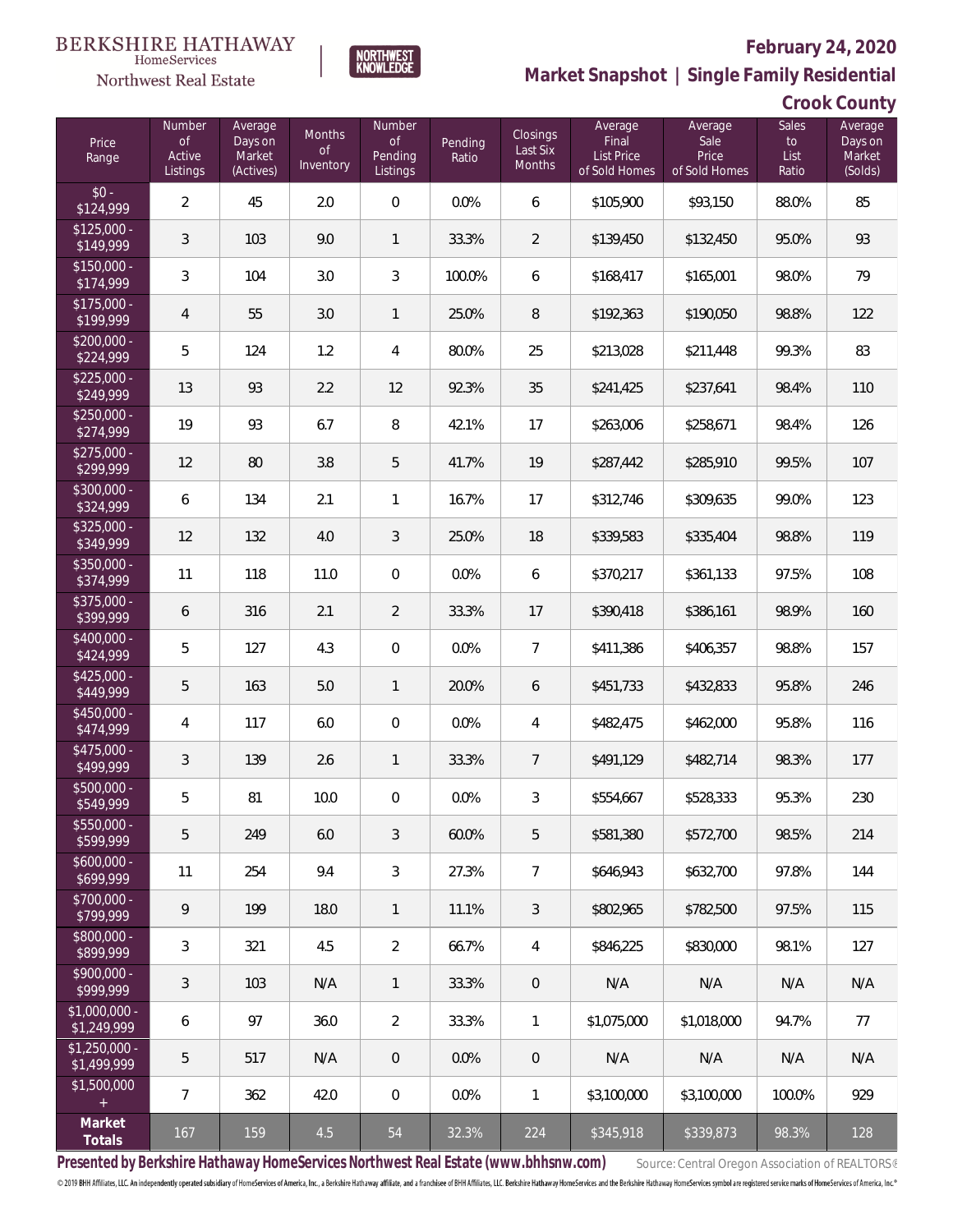BERKSHIRE HATHAWAY HomeServices Northwest Real Estate

NORTHWEST KNOWLEDGE

## February 24, 2020

## Market Snapshot | Single Family Residential

## Crook County

| Price Range | Number of Active Listings | Average Days on Market (Actives) | Months of Inventory | Number of Pending Listings | Pending Ratio | Closings Last Six Months | Average Final List Price of Sold Homes | Average Sale Price of Sold Homes | Sales to List Ratio | Average Days on Market (Solds) |
|---|---|---|---|---|---|---|---|---|---|---|
| $0 - $124,999 | 2 | 45 | 2.0 | 0 | 0.0% | 6 | $105,900 | $93,150 | 88.0% | 85 |
| $125,000 - $149,999 | 3 | 103 | 9.0 | 1 | 33.3% | 2 | $139,450 | $132,450 | 95.0% | 93 |
| $150,000 - $174,999 | 3 | 104 | 3.0 | 3 | 100.0% | 6 | $168,417 | $165,001 | 98.0% | 79 |
| $175,000 - $199,999 | 4 | 55 | 3.0 | 1 | 25.0% | 8 | $192,363 | $190,050 | 98.8% | 122 |
| $200,000 - $224,999 | 5 | 124 | 1.2 | 4 | 80.0% | 25 | $213,028 | $211,448 | 99.3% | 83 |
| $225,000 - $249,999 | 13 | 93 | 2.2 | 12 | 92.3% | 35 | $241,425 | $237,641 | 98.4% | 110 |
| $250,000 - $274,999 | 19 | 93 | 6.7 | 8 | 42.1% | 17 | $263,006 | $258,671 | 98.4% | 126 |
| $275,000 - $299,999 | 12 | 80 | 3.8 | 5 | 41.7% | 19 | $287,442 | $285,910 | 99.5% | 107 |
| $300,000 - $324,999 | 6 | 134 | 2.1 | 1 | 16.7% | 17 | $312,746 | $309,635 | 99.0% | 123 |
| $325,000 - $349,999 | 12 | 132 | 4.0 | 3 | 25.0% | 18 | $339,583 | $335,404 | 98.8% | 119 |
| $350,000 - $374,999 | 11 | 118 | 11.0 | 0 | 0.0% | 6 | $370,217 | $361,133 | 97.5% | 108 |
| $375,000 - $399,999 | 6 | 316 | 2.1 | 2 | 33.3% | 17 | $390,418 | $386,161 | 98.9% | 160 |
| $400,000 - $424,999 | 5 | 127 | 4.3 | 0 | 0.0% | 7 | $411,386 | $406,357 | 98.8% | 157 |
| $425,000 - $449,999 | 5 | 163 | 5.0 | 1 | 20.0% | 6 | $451,733 | $432,833 | 95.8% | 246 |
| $450,000 - $474,999 | 4 | 117 | 6.0 | 0 | 0.0% | 4 | $482,475 | $462,000 | 95.8% | 116 |
| $475,000 - $499,999 | 3 | 139 | 2.6 | 1 | 33.3% | 7 | $491,129 | $482,714 | 98.3% | 177 |
| $500,000 - $549,999 | 5 | 81 | 10.0 | 0 | 0.0% | 3 | $554,667 | $528,333 | 95.3% | 230 |
| $550,000 - $599,999 | 5 | 249 | 6.0 | 3 | 60.0% | 5 | $581,380 | $572,700 | 98.5% | 214 |
| $600,000 - $699,999 | 11 | 254 | 9.4 | 3 | 27.3% | 7 | $646,943 | $632,700 | 97.8% | 144 |
| $700,000 - $799,999 | 9 | 199 | 18.0 | 1 | 11.1% | 3 | $802,965 | $782,500 | 97.5% | 115 |
| $800,000 - $899,999 | 3 | 321 | 4.5 | 2 | 66.7% | 4 | $846,225 | $830,000 | 98.1% | 127 |
| $900,000 - $999,999 | 3 | 103 | N/A | 1 | 33.3% | 0 | N/A | N/A | N/A | N/A |
| $1,000,000 - $1,249,999 | 6 | 97 | 36.0 | 2 | 33.3% | 1 | $1,075,000 | $1,018,000 | 94.7% | 77 |
| $1,250,000 - $1,499,999 | 5 | 517 | N/A | 0 | 0.0% | 0 | N/A | N/A | N/A | N/A |
| $1,500,000 + | 7 | 362 | 42.0 | 0 | 0.0% | 1 | $3,100,000 | $3,100,000 | 100.0% | 929 |
| **Market Totals** | 167 | 159 | 4.5 | 54 | 32.3% | 224 | $345,918 | $339,873 | 98.3% | 128 |

**Presented by Berkshire Hathaway HomeServices Northwest Real Estate (www.bhhsnw.com)** Source: Central Oregon Association of REALTORS®

© 2019 BHH Affiliates, LLC. An independently operated subsidiary of HomeServices of America, Inc., a Berkshire Hathaway affiliate, and a franchisee of BHH Affiliates, LLC. Berkshire Hathaway HomeServices and the Berkshire Hathaway HomeServices symbol are registered service marks of HomeServices of America, Inc.®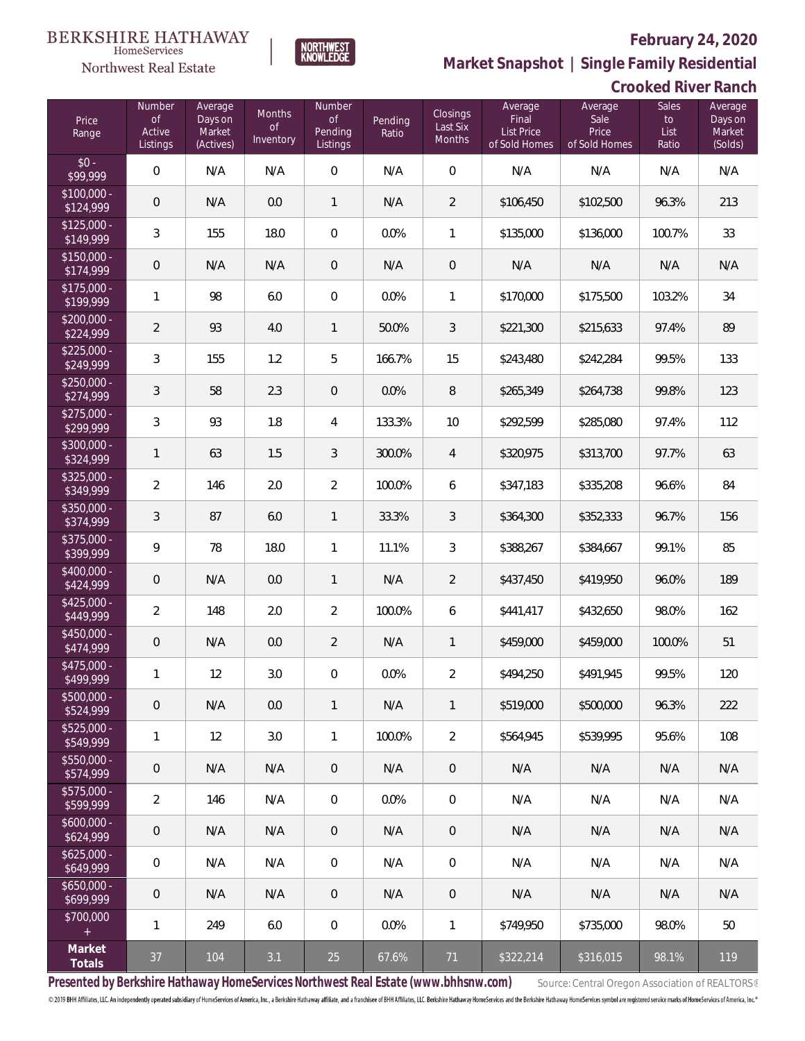BERKSHIRE HATHAWAY HomeServices Northwest Real Estate

NORTHWEST KNOWLEDGE

**February 24, 2020**

**Market Snapshot | Single Family Residential**

**Crooked River Ranch**

| Price Range | Number of Active Listings | Average Days on Market (Actives) | Months of Inventory | Number of Pending Listings | Pending Ratio | Closings Last Six Months | Average Final List Price of Sold Homes | Average Sale Price of Sold Homes | Sales to List Ratio | Average Days on Market (Solds) |
|---|---|---|---|---|---|---|---|---|---|---|
| $0 - $99,999 | 0 | N/A | N/A | 0 | N/A | 0 | N/A | N/A | N/A | N/A |
| $100,000 - $124,999 | 0 | N/A | 0.0 | 1 | N/A | 2 | $106,450 | $102,500 | 96.3% | 213 |
| $125,000 - $149,999 | 3 | 155 | 18.0 | 0 | 0.0% | 1 | $135,000 | $136,000 | 100.7% | 33 |
| $150,000 - $174,999 | 0 | N/A | N/A | 0 | N/A | 0 | N/A | N/A | N/A | N/A |
| $175,000 - $199,999 | 1 | 98 | 6.0 | 0 | 0.0% | 1 | $170,000 | $175,500 | 103.2% | 34 |
| $200,000 - $224,999 | 2 | 93 | 4.0 | 1 | 50.0% | 3 | $221,300 | $215,633 | 97.4% | 89 |
| $225,000 - $249,999 | 3 | 155 | 1.2 | 5 | 166.7% | 15 | $243,480 | $242,284 | 99.5% | 133 |
| $250,000 - $274,999 | 3 | 58 | 2.3 | 0 | 0.0% | 8 | $265,349 | $264,738 | 99.8% | 123 |
| $275,000 - $299,999 | 3 | 93 | 1.8 | 4 | 133.3% | 10 | $292,599 | $285,080 | 97.4% | 112 |
| $300,000 - $324,999 | 1 | 63 | 1.5 | 3 | 300.0% | 4 | $320,975 | $313,700 | 97.7% | 63 |
| $325,000 - $349,999 | 2 | 146 | 2.0 | 2 | 100.0% | 6 | $347,183 | $335,208 | 96.6% | 84 |
| $350,000 - $374,999 | 3 | 87 | 6.0 | 1 | 33.3% | 3 | $364,300 | $352,333 | 96.7% | 156 |
| $375,000 - $399,999 | 9 | 78 | 18.0 | 1 | 11.1% | 3 | $388,267 | $384,667 | 99.1% | 85 |
| $400,000 - $424,999 | 0 | N/A | 0.0 | 1 | N/A | 2 | $437,450 | $419,950 | 96.0% | 189 |
| $425,000 - $449,999 | 2 | 148 | 2.0 | 2 | 100.0% | 6 | $441,417 | $432,650 | 98.0% | 162 |
| $450,000 - $474,999 | 0 | N/A | 0.0 | 2 | N/A | 1 | $459,000 | $459,000 | 100.0% | 51 |
| $475,000 - $499,999 | 1 | 12 | 3.0 | 0 | 0.0% | 2 | $494,250 | $491,945 | 99.5% | 120 |
| $500,000 - $524,999 | 0 | N/A | 0.0 | 1 | N/A | 1 | $519,000 | $500,000 | 96.3% | 222 |
| $525,000 - $549,999 | 1 | 12 | 3.0 | 1 | 100.0% | 2 | $564,945 | $539,995 | 95.6% | 108 |
| $550,000 - $574,999 | 0 | N/A | N/A | 0 | N/A | 0 | N/A | N/A | N/A | N/A |
| $575,000 - $599,999 | 2 | 146 | N/A | 0 | 0.0% | 0 | N/A | N/A | N/A | N/A |
| $600,000 - $624,999 | 0 | N/A | N/A | 0 | N/A | 0 | N/A | N/A | N/A | N/A |
| $625,000 - $649,999 | 0 | N/A | N/A | 0 | N/A | 0 | N/A | N/A | N/A | N/A |
| $650,000 - $699,999 | 0 | N/A | N/A | 0 | N/A | 0 | N/A | N/A | N/A | N/A |
| $700,000 + | 1 | 249 | 6.0 | 0 | 0.0% | 1 | $749,950 | $735,000 | 98.0% | 50 |
| **Market Totals** | 37 | 104 | 3.1 | 25 | 67.6% | 71 | $322,214 | $316,015 | 98.1% | 119 |

**Presented by Berkshire Hathaway HomeServices Northwest Real Estate (www.bhhsnw.com)** Source: Central Oregon Association of REALTORS®

© 2019 BHH Affiliates, LLC. An independently operated subsidiary of HomeServices of America, Inc., a Berkshire Hathaway affiliate, and a franchisee of BHH Affiliates, LLC. Berkshire Hathaway HomeServices and the Berkshire Hathaway HomeServices symbol are registered service marks of HomeServices of America, Inc.®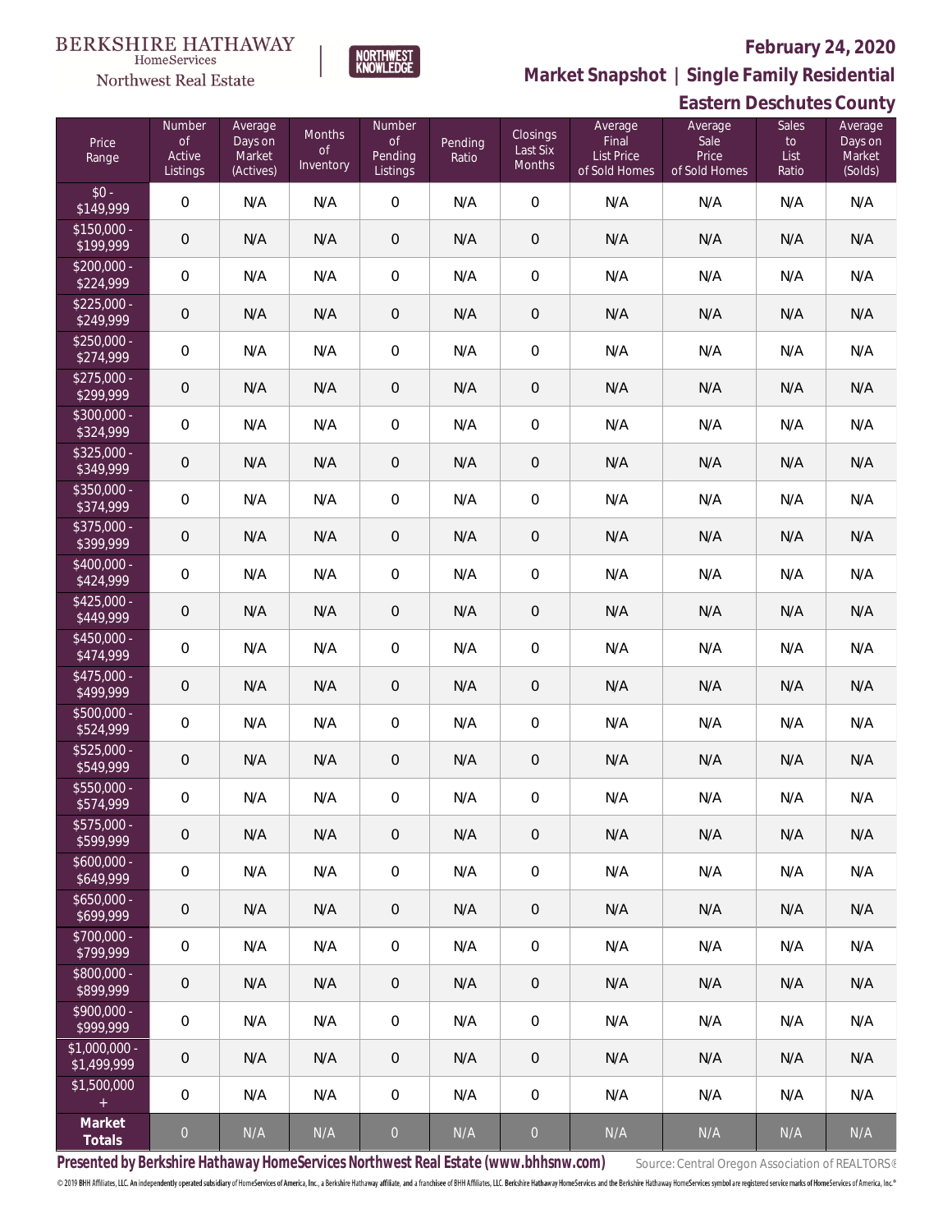BERKSHIRE HATHAWAY HomeServices Northwest Real Estate

NORTHWEST KNOWLEDGE

**February 24, 2020**

**Market Snapshot | Single Family Residential**

**Eastern Deschutes County**

| Price Range | Number of Active Listings | Average Days on Market (Actives) | Months of Inventory | Number of Pending Listings | Pending Ratio | Closings Last Six Months | Average Final List Price of Sold Homes | Average Sale Price of Sold Homes | Sales to List Ratio | Average Days on Market (Solds) |
|---|---|---|---|---|---|---|---|---|---|---|
| $0 - $149,999 | 0 | N/A | N/A | 0 | N/A | 0 | N/A | N/A | N/A | N/A |
| $150,000 - $199,999 | 0 | N/A | N/A | 0 | N/A | 0 | N/A | N/A | N/A | N/A |
| $200,000 - $224,999 | 0 | N/A | N/A | 0 | N/A | 0 | N/A | N/A | N/A | N/A |
| $225,000 - $249,999 | 0 | N/A | N/A | 0 | N/A | 0 | N/A | N/A | N/A | N/A |
| $250,000 - $274,999 | 0 | N/A | N/A | 0 | N/A | 0 | N/A | N/A | N/A | N/A |
| $275,000 - $299,999 | 0 | N/A | N/A | 0 | N/A | 0 | N/A | N/A | N/A | N/A |
| $300,000 - $324,999 | 0 | N/A | N/A | 0 | N/A | 0 | N/A | N/A | N/A | N/A |
| $325,000 - $349,999 | 0 | N/A | N/A | 0 | N/A | 0 | N/A | N/A | N/A | N/A |
| $350,000 - $374,999 | 0 | N/A | N/A | 0 | N/A | 0 | N/A | N/A | N/A | N/A |
| $375,000 - $399,999 | 0 | N/A | N/A | 0 | N/A | 0 | N/A | N/A | N/A | N/A |
| $400,000 - $424,999 | 0 | N/A | N/A | 0 | N/A | 0 | N/A | N/A | N/A | N/A |
| $425,000 - $449,999 | 0 | N/A | N/A | 0 | N/A | 0 | N/A | N/A | N/A | N/A |
| $450,000 - $474,999 | 0 | N/A | N/A | 0 | N/A | 0 | N/A | N/A | N/A | N/A |
| $475,000 - $499,999 | 0 | N/A | N/A | 0 | N/A | 0 | N/A | N/A | N/A | N/A |
| $500,000 - $524,999 | 0 | N/A | N/A | 0 | N/A | 0 | N/A | N/A | N/A | N/A |
| $525,000 - $549,999 | 0 | N/A | N/A | 0 | N/A | 0 | N/A | N/A | N/A | N/A |
| $550,000 - $574,999 | 0 | N/A | N/A | 0 | N/A | 0 | N/A | N/A | N/A | N/A |
| $575,000 - $599,999 | 0 | N/A | N/A | 0 | N/A | 0 | N/A | N/A | N/A | N/A |
| $600,000 - $649,999 | 0 | N/A | N/A | 0 | N/A | 0 | N/A | N/A | N/A | N/A |
| $650,000 - $699,999 | 0 | N/A | N/A | 0 | N/A | 0 | N/A | N/A | N/A | N/A |
| $700,000 - $799,999 | 0 | N/A | N/A | 0 | N/A | 0 | N/A | N/A | N/A | N/A |
| $800,000 - $899,999 | 0 | N/A | N/A | 0 | N/A | 0 | N/A | N/A | N/A | N/A |
| $900,000 - $999,999 | 0 | N/A | N/A | 0 | N/A | 0 | N/A | N/A | N/A | N/A |
| $1,000,000 - $1,499,999 | 0 | N/A | N/A | 0 | N/A | 0 | N/A | N/A | N/A | N/A |
| $1,500,000 + | 0 | N/A | N/A | 0 | N/A | 0 | N/A | N/A | N/A | N/A |
| **Market Totals** | 0 | N/A | N/A | 0 | N/A | 0 | N/A | N/A | N/A | N/A |

**Presented by Berkshire Hathaway HomeServices Northwest Real Estate (www.bhhsnw.com)** Source: Central Oregon Association of REALTORS®

© 2019 BHH Affiliates, LLC. An independently operated subsidiary of HomeServices of America, Inc., a Berkshire Hathaway affiliate, and a franchisee of BHH Affiliates, LLC. Berkshire Hathaway HomeServices and the Berkshire Hathaway HomeServices symbol are registered service marks of HomeServices of America, Inc.®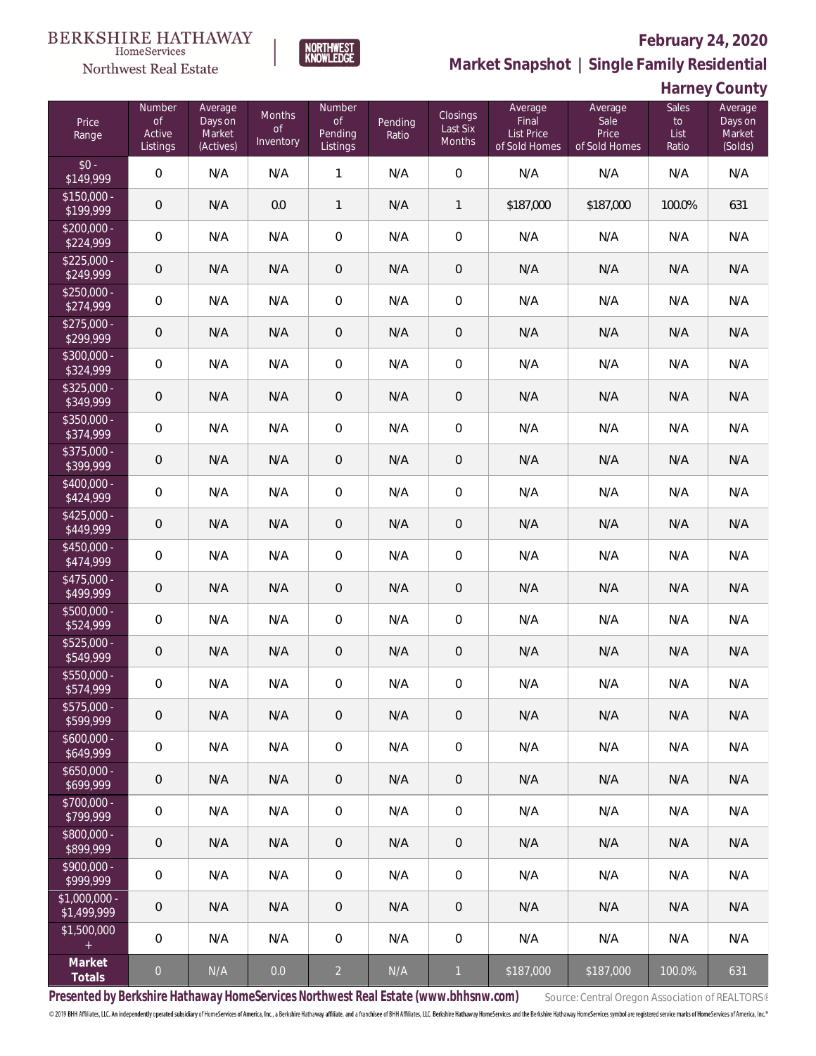BERKSHIRE HATHAWAY HomeServices Northwest Real Estate | NORTHWEST KNOWLEDGE

**February 24, 2020**

**Market Snapshot | Single Family Residential**

**Harney County**

| Price Range | Number of Active Listings | Average Days on Market (Actives) | Months of Inventory | Number of Pending Listings | Pending Ratio | Closings Last Six Months | Average Final List Price of Sold Homes | Average Sale Price of Sold Homes | Sales to List Ratio | Average Days on Market (Solds) |
|---|---|---|---|---|---|---|---|---|---|---|
| $0 - $149,999 | 0 | N/A | N/A | 1 | N/A | 0 | N/A | N/A | N/A | N/A |
| $150,000 - $199,999 | 0 | N/A | 0.0 | 1 | N/A | 1 | $187,000 | $187,000 | 100.0% | 631 |
| $200,000 - $224,999 | 0 | N/A | N/A | 0 | N/A | 0 | N/A | N/A | N/A | N/A |
| $225,000 - $249,999 | 0 | N/A | N/A | 0 | N/A | 0 | N/A | N/A | N/A | N/A |
| $250,000 - $274,999 | 0 | N/A | N/A | 0 | N/A | 0 | N/A | N/A | N/A | N/A |
| $275,000 - $299,999 | 0 | N/A | N/A | 0 | N/A | 0 | N/A | N/A | N/A | N/A |
| $300,000 - $324,999 | 0 | N/A | N/A | 0 | N/A | 0 | N/A | N/A | N/A | N/A |
| $325,000 - $349,999 | 0 | N/A | N/A | 0 | N/A | 0 | N/A | N/A | N/A | N/A |
| $350,000 - $374,999 | 0 | N/A | N/A | 0 | N/A | 0 | N/A | N/A | N/A | N/A |
| $375,000 - $399,999 | 0 | N/A | N/A | 0 | N/A | 0 | N/A | N/A | N/A | N/A |
| $400,000 - $424,999 | 0 | N/A | N/A | 0 | N/A | 0 | N/A | N/A | N/A | N/A |
| $425,000 - $449,999 | 0 | N/A | N/A | 0 | N/A | 0 | N/A | N/A | N/A | N/A |
| $450,000 - $474,999 | 0 | N/A | N/A | 0 | N/A | 0 | N/A | N/A | N/A | N/A |
| $475,000 - $499,999 | 0 | N/A | N/A | 0 | N/A | 0 | N/A | N/A | N/A | N/A |
| $500,000 - $524,999 | 0 | N/A | N/A | 0 | N/A | 0 | N/A | N/A | N/A | N/A |
| $525,000 - $549,999 | 0 | N/A | N/A | 0 | N/A | 0 | N/A | N/A | N/A | N/A |
| $550,000 - $574,999 | 0 | N/A | N/A | 0 | N/A | 0 | N/A | N/A | N/A | N/A |
| $575,000 - $599,999 | 0 | N/A | N/A | 0 | N/A | 0 | N/A | N/A | N/A | N/A |
| $600,000 - $649,999 | 0 | N/A | N/A | 0 | N/A | 0 | N/A | N/A | N/A | N/A |
| $650,000 - $699,999 | 0 | N/A | N/A | 0 | N/A | 0 | N/A | N/A | N/A | N/A |
| $700,000 - $799,999 | 0 | N/A | N/A | 0 | N/A | 0 | N/A | N/A | N/A | N/A |
| $800,000 - $899,999 | 0 | N/A | N/A | 0 | N/A | 0 | N/A | N/A | N/A | N/A |
| $900,000 - $999,999 | 0 | N/A | N/A | 0 | N/A | 0 | N/A | N/A | N/A | N/A |
| $1,000,000 - $1,499,999 | 0 | N/A | N/A | 0 | N/A | 0 | N/A | N/A | N/A | N/A |
| $1,500,000 + | 0 | N/A | N/A | 0 | N/A | 0 | N/A | N/A | N/A | N/A |
| **Market Totals** | 0 | N/A | 0.0 | 2 | N/A | 1 | $187,000 | $187,000 | 100.0% | 631 |

**Presented by Berkshire Hathaway HomeServices Northwest Real Estate (www.bhhsnw.com)**

Source: Central Oregon Association of REALTORS®

© 2019 BHH Affiliates, LLC. An independently operated subsidiary of HomeServices of America, Inc., a Berkshire Hathaway affiliate, and a franchisee of BHH Affiliates, LLC. Berkshire Hathaway HomeServices and the Berkshire Hathaway HomeServices symbol are registered service marks of HomeServices of America, Inc.®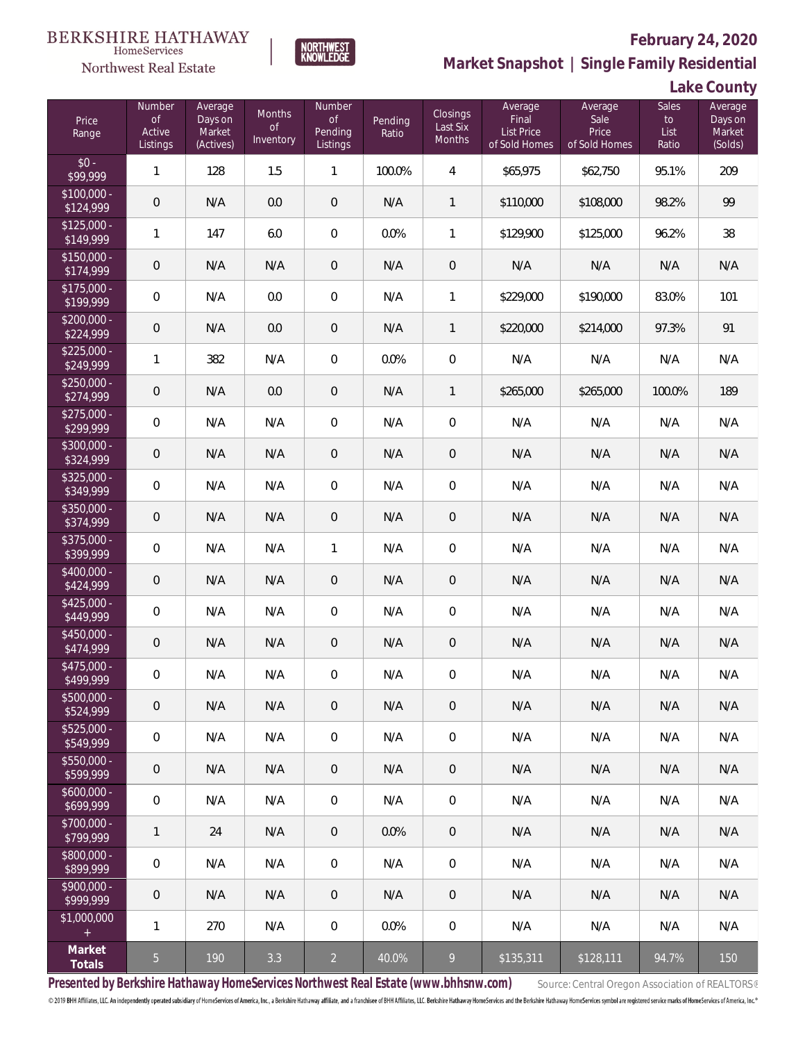BERKSHIRE HATHAWAY HomeServices Northwest Real Estate

NORTHWEST KNOWLEDGE

**February 24, 2020**

**Market Snapshot | Single Family Residential**

**Lake County**

| Price Range | Number of Active Listings | Average Days on Market (Actives) | Months of Inventory | Number of Pending Listings | Pending Ratio | Closings Last Six Months | Average Final List Price of Sold Homes | Average Sale Price of Sold Homes | Sales to List Ratio | Average Days on Market (Solds) |
|---|---|---|---|---|---|---|---|---|---|---|
| $0 - $99,999 | 1 | 128 | 1.5 | 1 | 100.0% | 4 | $65,975 | $62,750 | 95.1% | 209 |
| $100,000 - $124,999 | 0 | N/A | 0.0 | 0 | N/A | 1 | $110,000 | $108,000 | 98.2% | 99 |
| $125,000 - $149,999 | 1 | 147 | 6.0 | 0 | 0.0% | 1 | $129,900 | $125,000 | 96.2% | 38 |
| $150,000 - $174,999 | 0 | N/A | N/A | 0 | N/A | 0 | N/A | N/A | N/A | N/A |
| $175,000 - $199,999 | 0 | N/A | 0.0 | 0 | N/A | 1 | $229,000 | $190,000 | 83.0% | 101 |
| $200,000 - $224,999 | 0 | N/A | 0.0 | 0 | N/A | 1 | $220,000 | $214,000 | 97.3% | 91 |
| $225,000 - $249,999 | 1 | 382 | N/A | 0 | 0.0% | 0 | N/A | N/A | N/A | N/A |
| $250,000 - $274,999 | 0 | N/A | 0.0 | 0 | N/A | 1 | $265,000 | $265,000 | 100.0% | 189 |
| $275,000 - $299,999 | 0 | N/A | N/A | 0 | N/A | 0 | N/A | N/A | N/A | N/A |
| $300,000 - $324,999 | 0 | N/A | N/A | 0 | N/A | 0 | N/A | N/A | N/A | N/A |
| $325,000 - $349,999 | 0 | N/A | N/A | 0 | N/A | 0 | N/A | N/A | N/A | N/A |
| $350,000 - $374,999 | 0 | N/A | N/A | 0 | N/A | 0 | N/A | N/A | N/A | N/A |
| $375,000 - $399,999 | 0 | N/A | N/A | 1 | N/A | 0 | N/A | N/A | N/A | N/A |
| $400,000 - $424,999 | 0 | N/A | N/A | 0 | N/A | 0 | N/A | N/A | N/A | N/A |
| $425,000 - $449,999 | 0 | N/A | N/A | 0 | N/A | 0 | N/A | N/A | N/A | N/A |
| $450,000 - $474,999 | 0 | N/A | N/A | 0 | N/A | 0 | N/A | N/A | N/A | N/A |
| $475,000 - $499,999 | 0 | N/A | N/A | 0 | N/A | 0 | N/A | N/A | N/A | N/A |
| $500,000 - $524,999 | 0 | N/A | N/A | 0 | N/A | 0 | N/A | N/A | N/A | N/A |
| $525,000 - $549,999 | 0 | N/A | N/A | 0 | N/A | 0 | N/A | N/A | N/A | N/A |
| $550,000 - $599,999 | 0 | N/A | N/A | 0 | N/A | 0 | N/A | N/A | N/A | N/A |
| $600,000 - $699,999 | 0 | N/A | N/A | 0 | N/A | 0 | N/A | N/A | N/A | N/A |
| $700,000 - $799,999 | 1 | 24 | N/A | 0 | 0.0% | 0 | N/A | N/A | N/A | N/A |
| $800,000 - $899,999 | 0 | N/A | N/A | 0 | N/A | 0 | N/A | N/A | N/A | N/A |
| $900,000 - $999,999 | 0 | N/A | N/A | 0 | N/A | 0 | N/A | N/A | N/A | N/A |
| $1,000,000 + | 1 | 270 | N/A | 0 | 0.0% | 0 | N/A | N/A | N/A | N/A |
| **Market Totals** | 5 | 190 | 3.3 | 2 | 40.0% | 9 | $135,311 | $128,111 | 94.7% | 150 |

**Presented by Berkshire Hathaway HomeServices Northwest Real Estate (www.bhhsnw.com)** Source: Central Oregon Association of REALTORS®

© 2019 BHH Affiliates, LLC. An independently operated subsidiary of HomeServices of America, Inc., a Berkshire Hathaway affiliate, and a franchisee of BHH Affiliates, LLC. Berkshire Hathaway HomeServices and the Berkshire Hathaway HomeServices symbol are registered service marks of HomeServices of America, Inc.®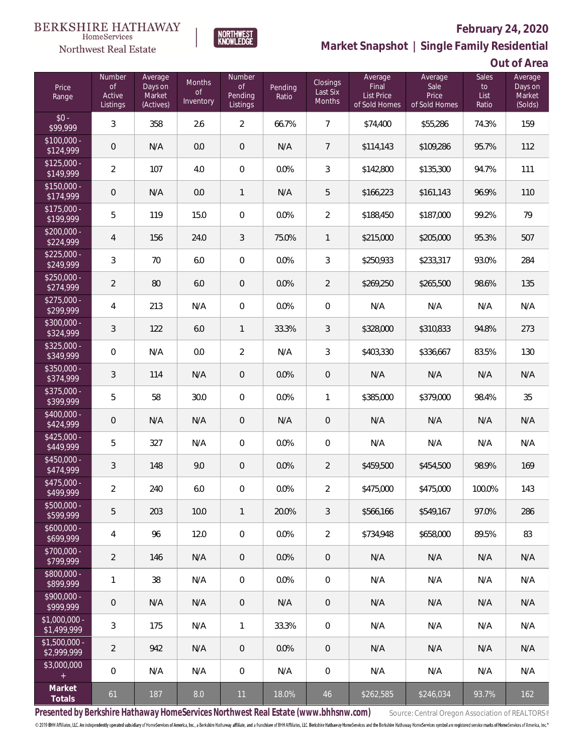BERKSHIRE HATHAWAY HomeServices Northwest Real Estate

NORTHWEST KNOWLEDGE

**February 24, 2020**

**Market Snapshot | Single Family Residential**

**Out of Area**

| Price Range | Number of Active Listings | Average Days on Market (Actives) | Months of Inventory | Number of Pending Listings | Pending Ratio | Closings Last Six Months | Average Final List Price of Sold Homes | Average Sale Price of Sold Homes | Sales to List Ratio | Average Days on Market (Solds) |
|---|---|---|---|---|---|---|---|---|---|---|
| $0 - $99,999 | 3 | 358 | 2.6 | 2 | 66.7% | 7 | $74,400 | $55,286 | 74.3% | 159 |
| $100,000 - $124,999 | 0 | N/A | 0.0 | 0 | N/A | 7 | $114,143 | $109,286 | 95.7% | 112 |
| $125,000 - $149,999 | 2 | 107 | 4.0 | 0 | 0.0% | 3 | $142,800 | $135,300 | 94.7% | 111 |
| $150,000 - $174,999 | 0 | N/A | 0.0 | 1 | N/A | 5 | $166,223 | $161,143 | 96.9% | 110 |
| $175,000 - $199,999 | 5 | 119 | 15.0 | 0 | 0.0% | 2 | $188,450 | $187,000 | 99.2% | 79 |
| $200,000 - $224,999 | 4 | 156 | 24.0 | 3 | 75.0% | 1 | $215,000 | $205,000 | 95.3% | 507 |
| $225,000 - $249,999 | 3 | 70 | 6.0 | 0 | 0.0% | 3 | $250,933 | $233,317 | 93.0% | 284 |
| $250,000 - $274,999 | 2 | 80 | 6.0 | 0 | 0.0% | 2 | $269,250 | $265,500 | 98.6% | 135 |
| $275,000 - $299,999 | 4 | 213 | N/A | 0 | 0.0% | 0 | N/A | N/A | N/A | N/A |
| $300,000 - $324,999 | 3 | 122 | 6.0 | 1 | 33.3% | 3 | $328,000 | $310,833 | 94.8% | 273 |
| $325,000 - $349,999 | 0 | N/A | 0.0 | 2 | N/A | 3 | $403,330 | $336,667 | 83.5% | 130 |
| $350,000 - $374,999 | 3 | 114 | N/A | 0 | 0.0% | 0 | N/A | N/A | N/A | N/A |
| $375,000 - $399,999 | 5 | 58 | 30.0 | 0 | 0.0% | 1 | $385,000 | $379,000 | 98.4% | 35 |
| $400,000 - $424,999 | 0 | N/A | N/A | 0 | N/A | 0 | N/A | N/A | N/A | N/A |
| $425,000 - $449,999 | 5 | 327 | N/A | 0 | 0.0% | 0 | N/A | N/A | N/A | N/A |
| $450,000 - $474,999 | 3 | 148 | 9.0 | 0 | 0.0% | 2 | $459,500 | $454,500 | 98.9% | 169 |
| $475,000 - $499,999 | 2 | 240 | 6.0 | 0 | 0.0% | 2 | $475,000 | $475,000 | 100.0% | 143 |
| $500,000 - $599,999 | 5 | 203 | 10.0 | 1 | 20.0% | 3 | $566,166 | $549,167 | 97.0% | 286 |
| $600,000 - $699,999 | 4 | 96 | 12.0 | 0 | 0.0% | 2 | $734,948 | $658,000 | 89.5% | 83 |
| $700,000 - $799,999 | 2 | 146 | N/A | 0 | 0.0% | 0 | N/A | N/A | N/A | N/A |
| $800,000 - $899,999 | 1 | 38 | N/A | 0 | 0.0% | 0 | N/A | N/A | N/A | N/A |
| $900,000 - $999,999 | 0 | N/A | N/A | 0 | N/A | 0 | N/A | N/A | N/A | N/A |
| $1,000,000 - $1,499,999 | 3 | 175 | N/A | 1 | 33.3% | 0 | N/A | N/A | N/A | N/A |
| $1,500,000 - $2,999,999 | 2 | 942 | N/A | 0 | 0.0% | 0 | N/A | N/A | N/A | N/A |
| $3,000,000 + | 0 | N/A | N/A | 0 | N/A | 0 | N/A | N/A | N/A | N/A |
| **Market Totals** | 61 | 187 | 8.0 | 11 | 18.0% | 46 | $262,585 | $246,034 | 93.7% | 162 |

**Presented by Berkshire Hathaway HomeServices Northwest Real Estate (www.bhhsnw.com)**

Source: Central Oregon Association of REALTORS®

© 2019 BHH Affiliates, LLC. An independently operated subsidiary of HomeServices of America, Inc., a Berkshire Hathaway affiliate, and a franchisee of BHH Affiliates, LLC. Berkshire Hathaway HomeServices and the Berkshire Hathaway HomeServices symbol are registered service marks of HomeServices of America, Inc.®